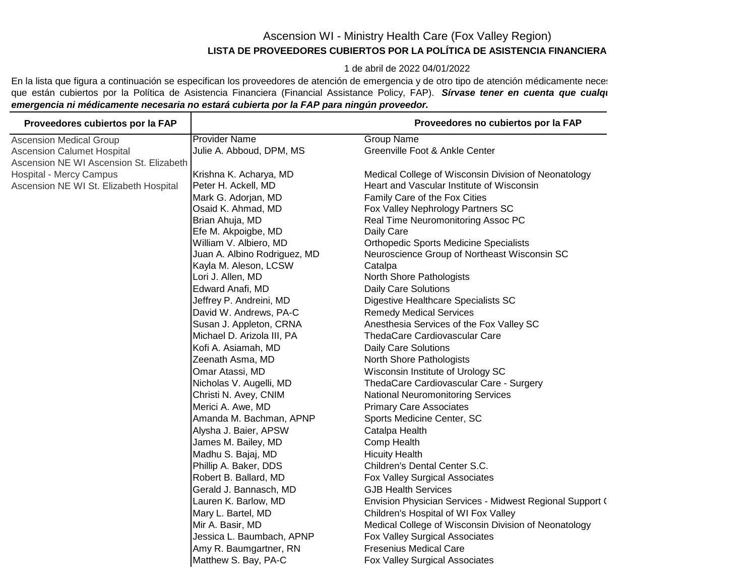# Ascension WI - Ministry Health Care (Fox Valley Region)

## LISTA DE PROVEEDORES CUBIERTOS POR LA POLÍTICA DE ASISTENCIA FINANCIERA

1 de abril de 2022 04/01/2022

En la lista que figura a continuación se especifican los proveedores de atención de emergencia y de otro tipo de atención médicamente neces que están cubiertos por la Política de Asistencia Financiera (Financial Assistance Policy, FAP). ***Sírvase tener en cuenta que cualqu emergencia ni médicamente necesaria no estará cubierta por la FAP para ningún proveedor.***

| Proveedores cubiertos por la FAP | Proveedores no cubiertos por la FAP | |
|---|---|---|
| Ascension Medical Group | Provider Name | Group Name |
| Ascension Calumet Hospital | Julie A. Abboud, DPM, MS | Greenville Foot & Ankle Center |
| Ascension NE WI Ascension St. Elizabeth Hospital - Mercy Campus | Krishna K. Acharya, MD | Medical College of Wisconsin Division of Neonatology |
| Ascension NE WI St. Elizabeth Hospital | Peter H. Ackell, MD | Heart and Vascular Institute of Wisconsin |
| | Mark G. Adorjan, MD | Family Care of the Fox Cities |
| | Osaid K. Ahmad, MD | Fox Valley Nephrology Partners SC |
| | Brian Ahuja, MD | Real Time Neuromonitoring Assoc PC |
| | Efe M. Akpoigbe, MD | Daily Care |
| | William V. Albiero, MD | Orthopedic Sports Medicine Specialists |
| | Juan A. Albino Rodriguez, MD | Neuroscience Group of Northeast Wisconsin SC |
| | Kayla M. Aleson, LCSW | Catalpa |
| | Lori J. Allen, MD | North Shore Pathologists |
| | Edward Anafi, MD | Daily Care Solutions |
| | Jeffrey P. Andreini, MD | Digestive Healthcare Specialists SC |
| | David W. Andrews, PA-C | Remedy Medical Services |
| | Susan J. Appleton, CRNA | Anesthesia Services of the Fox Valley SC |
| | Michael D. Arizola III, PA | ThedaCare Cardiovascular Care |
| | Kofi A. Asiamah, MD | Daily Care Solutions |
| | Zeenath Asma, MD | North Shore Pathologists |
| | Omar Atassi, MD | Wisconsin Institute of Urology SC |
| | Nicholas V. Augelli, MD | ThedaCare Cardiovascular Care - Surgery |
| | Christi N. Avey, CNIM | National Neuromonitoring Services |
| | Merici A. Awe, MD | Primary Care Associates |
| | Amanda M. Bachman, APNP | Sports Medicine Center, SC |
| | Alysha J. Baier, APSW | Catalpa Health |
| | James M. Bailey, MD | Comp Health |
| | Madhu S. Bajaj, MD | Hicuity Health |
| | Phillip A. Baker, DDS | Children's Dental Center S.C. |
| | Robert B. Ballard, MD | Fox Valley Surgical Associates |
| | Gerald J. Bannasch, MD | GJB Health Services |
| | Lauren K. Barlow, MD | Envision Physician Services - Midwest Regional Support ( |
| | Mary L. Bartel, MD | Children's Hospital of WI Fox Valley |
| | Mir A. Basir, MD | Medical College of Wisconsin Division of Neonatology |
| | Jessica L. Baumbach, APNP | Fox Valley Surgical Associates |
| | Amy R. Baumgartner, RN | Fresenius Medical Care |
| | Matthew S. Bay, PA-C | Fox Valley Surgical Associates |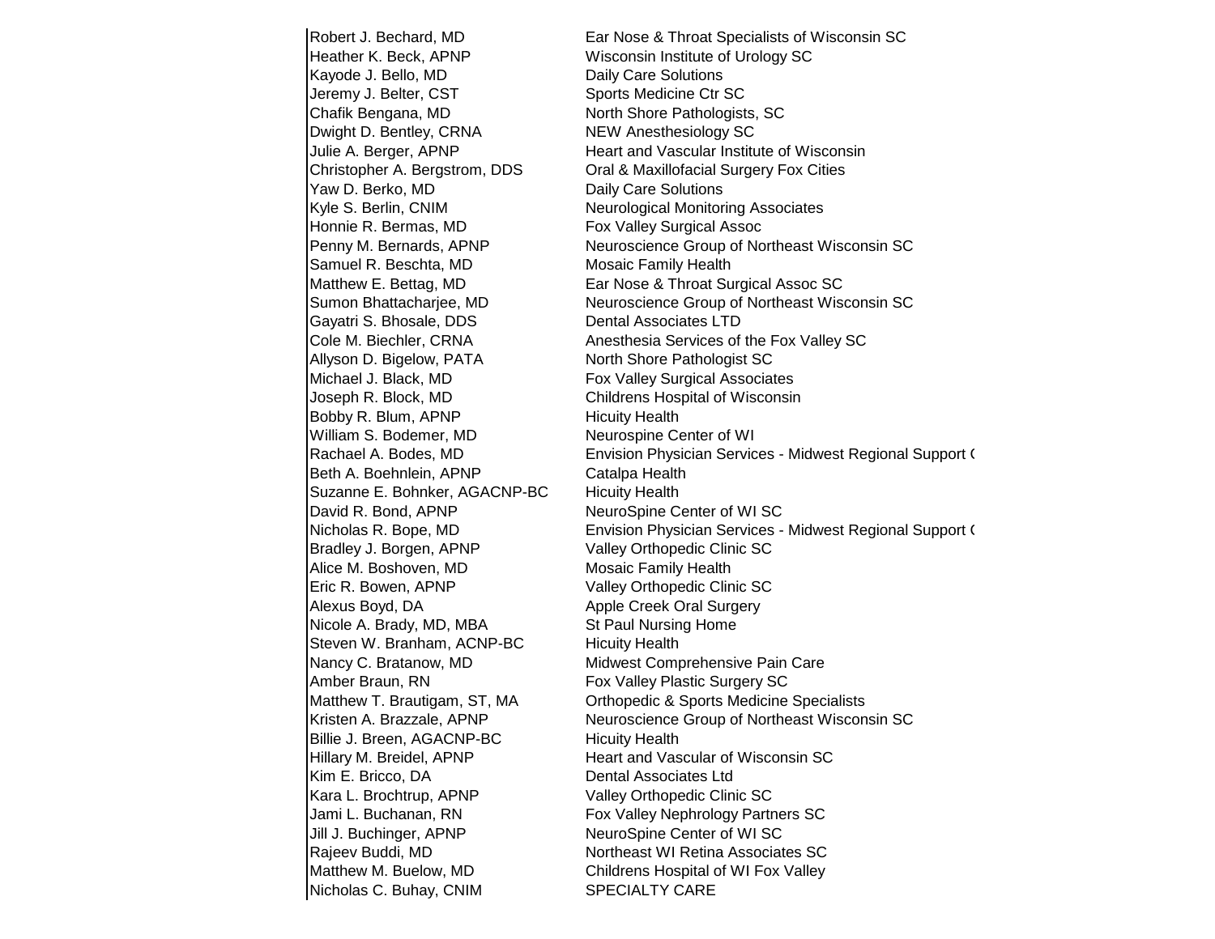| | |
|---|---|
| Robert J. Bechard, MD | Ear Nose & Throat Specialists of Wisconsin SC |
| Heather K. Beck, APNP | Wisconsin Institute of Urology SC |
| Kayode J. Bello, MD | Daily Care Solutions |
| Jeremy J. Belter, CST | Sports Medicine Ctr SC |
| Chafik Bengana, MD | North Shore Pathologists, SC |
| Dwight D. Bentley, CRNA | NEW Anesthesiology SC |
| Julie A. Berger, APNP | Heart and Vascular Institute of Wisconsin |
| Christopher A. Bergstrom, DDS | Oral & Maxillofacial Surgery Fox Cities |
| Yaw D. Berko, MD | Daily Care Solutions |
| Kyle S. Berlin, CNIM | Neurological Monitoring Associates |
| Honnie R. Bermas, MD | Fox Valley Surgical Assoc |
| Penny M. Bernards, APNP | Neuroscience Group of Northeast Wisconsin SC |
| Samuel R. Beschta, MD | Mosaic Family Health |
| Matthew E. Bettag, MD | Ear Nose & Throat Surgical Assoc SC |
| Sumon Bhattacharjee, MD | Neuroscience Group of Northeast Wisconsin SC |
| Gayatri S. Bhosale, DDS | Dental Associates LTD |
| Cole M. Biechler, CRNA | Anesthesia Services of the Fox Valley SC |
| Allyson D. Bigelow, PATA | North Shore Pathologist SC |
| Michael J. Black, MD | Fox Valley Surgical Associates |
| Joseph R. Block, MD | Childrens Hospital of Wisconsin |
| Bobby R. Blum, APNP | Hicuity Health |
| William S. Bodemer, MD | Neurospine Center of WI |
| Rachael A. Bodes, MD | Envision Physician Services - Midwest Regional Support ( |
| Beth A. Boehnlein, APNP | Catalpa Health |
| Suzanne E. Bohnker, AGACNP-BC | Hicuity Health |
| David R. Bond, APNP | NeuroSpine Center of WI SC |
| Nicholas R. Bope, MD | Envision Physician Services - Midwest Regional Support ( |
| Bradley J. Borgen, APNP | Valley Orthopedic Clinic SC |
| Alice M. Boshoven, MD | Mosaic Family Health |
| Eric R. Bowen, APNP | Valley Orthopedic Clinic SC |
| Alexus Boyd, DA | Apple Creek Oral Surgery |
| Nicole A. Brady, MD, MBA | St Paul Nursing Home |
| Steven W. Branham, ACNP-BC | Hicuity Health |
| Nancy C. Bratanow, MD | Midwest Comprehensive Pain Care |
| Amber Braun, RN | Fox Valley Plastic Surgery SC |
| Matthew T. Brautigam, ST, MA | Orthopedic & Sports Medicine Specialists |
| Kristen A. Brazzale, APNP | Neuroscience Group of Northeast Wisconsin SC |
| Billie J. Breen, AGACNP-BC | Hicuity Health |
| Hillary M. Breidel, APNP | Heart and Vascular of Wisconsin SC |
| Kim E. Bricco, DA | Dental Associates Ltd |
| Kara L. Brochtrup, APNP | Valley Orthopedic Clinic SC |
| Jami L. Buchanan, RN | Fox Valley Nephrology Partners SC |
| Jill J. Buchinger, APNP | NeuroSpine Center of WI SC |
| Rajeev Buddi, MD | Northeast WI Retina Associates SC |
| Matthew M. Buelow, MD | Childrens Hospital of WI Fox Valley |
| Nicholas C. Buhay, CNIM | SPECIALTY CARE |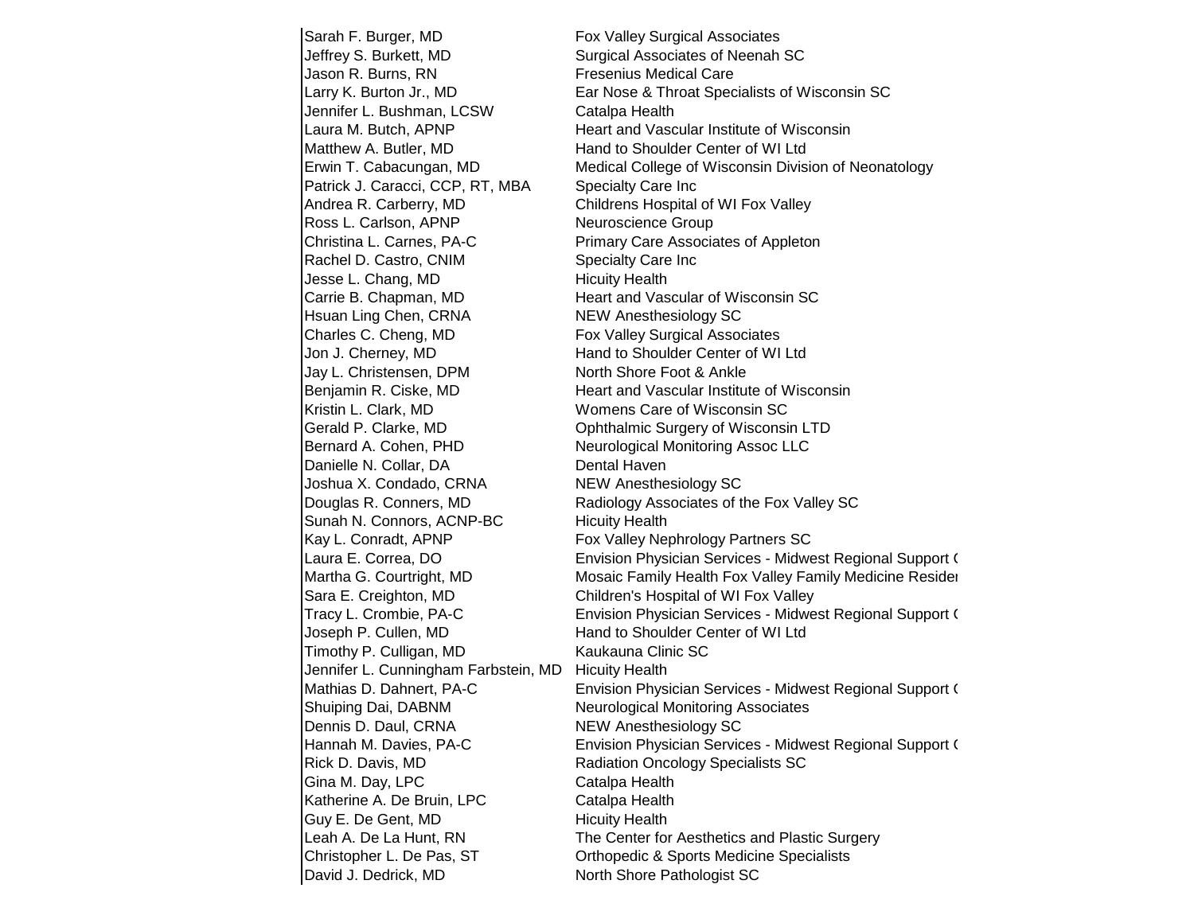| | |
|---|---|
| Sarah F. Burger, MD | Fox Valley Surgical Associates |
| Jeffrey S. Burkett, MD | Surgical Associates of Neenah SC |
| Jason R. Burns, RN | Fresenius Medical Care |
| Larry K. Burton Jr., MD | Ear Nose & Throat Specialists of Wisconsin SC |
| Jennifer L. Bushman, LCSW | Catalpa Health |
| Laura M. Butch, APNP | Heart and Vascular Institute of Wisconsin |
| Matthew A. Butler, MD | Hand to Shoulder Center of WI Ltd |
| Erwin T. Cabacungan, MD | Medical College of Wisconsin Division of Neonatology |
| Patrick J. Caracci, CCP, RT, MBA | Specialty Care Inc |
| Andrea R. Carberry, MD | Childrens Hospital of WI Fox Valley |
| Ross L. Carlson, APNP | Neuroscience Group |
| Christina L. Carnes, PA-C | Primary Care Associates of Appleton |
| Rachel D. Castro, CNIM | Specialty Care Inc |
| Jesse L. Chang, MD | Hicuity Health |
| Carrie B. Chapman, MD | Heart and Vascular of Wisconsin SC |
| Hsuan Ling Chen, CRNA | NEW Anesthesiology SC |
| Charles C. Cheng, MD | Fox Valley Surgical Associates |
| Jon J. Cherney, MD | Hand to Shoulder Center of WI Ltd |
| Jay L. Christensen, DPM | North Shore Foot & Ankle |
| Benjamin R. Ciske, MD | Heart and Vascular Institute of Wisconsin |
| Kristin L. Clark, MD | Womens Care of Wisconsin SC |
| Gerald P. Clarke, MD | Ophthalmic Surgery of Wisconsin LTD |
| Bernard A. Cohen, PHD | Neurological Monitoring Assoc LLC |
| Danielle N. Collar, DA | Dental Haven |
| Joshua X. Condado, CRNA | NEW Anesthesiology SC |
| Douglas R. Conners, MD | Radiology Associates of the Fox Valley SC |
| Sunah N. Connors, ACNP-BC | Hicuity Health |
| Kay L. Conradt, APNP | Fox Valley Nephrology Partners SC |
| Laura E. Correa, DO | Envision Physician Services - Midwest Regional Support ( |
| Martha G. Courtright, MD | Mosaic Family Health Fox Valley Family Medicine Residen |
| Sara E. Creighton, MD | Children's Hospital of WI Fox Valley |
| Tracy L. Crombie, PA-C | Envision Physician Services - Midwest Regional Support ( |
| Joseph P. Cullen, MD | Hand to Shoulder Center of WI Ltd |
| Timothy P. Culligan, MD | Kaukauna Clinic SC |
| Jennifer L. Cunningham Farbstein, MD | Hicuity Health |
| Mathias D. Dahnert, PA-C | Envision Physician Services - Midwest Regional Support ( |
| Shuiping Dai, DABNM | Neurological Monitoring Associates |
| Dennis D. Daul, CRNA | NEW Anesthesiology SC |
| Hannah M. Davies, PA-C | Envision Physician Services - Midwest Regional Support ( |
| Rick D. Davis, MD | Radiation Oncology Specialists SC |
| Gina M. Day, LPC | Catalpa Health |
| Katherine A. De Bruin, LPC | Catalpa Health |
| Guy E. De Gent, MD | Hicuity Health |
| Leah A. De La Hunt, RN | The Center for Aesthetics and Plastic Surgery |
| Christopher L. De Pas, ST | Orthopedic & Sports Medicine Specialists |
| David J. Dedrick, MD | North Shore Pathologist SC |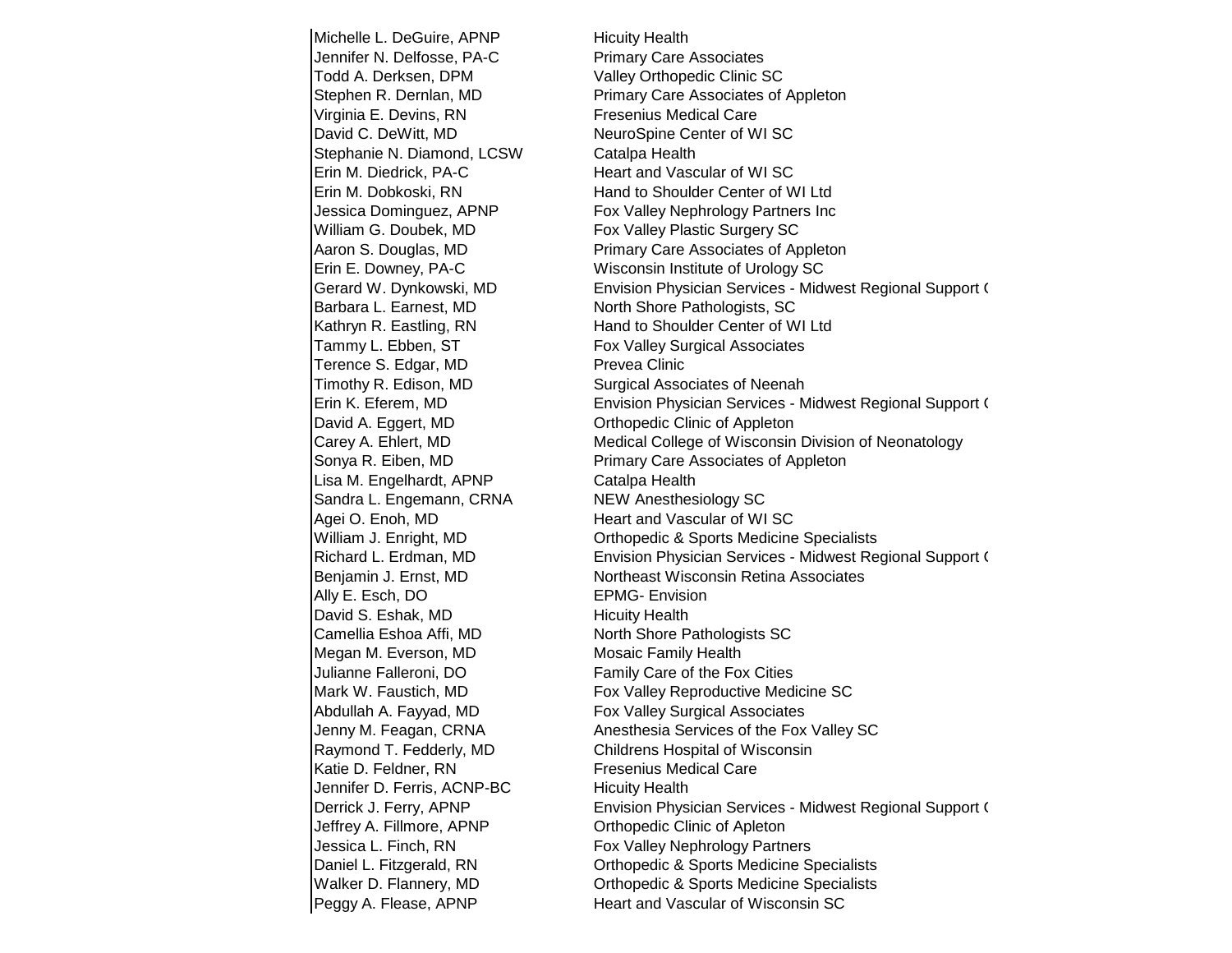| | |
|---|---|
| Michelle L. DeGuire, APNP | Hicuity Health |
| Jennifer N. Delfosse, PA-C | Primary Care Associates |
| Todd A. Derksen, DPM | Valley Orthopedic Clinic SC |
| Stephen R. Dernlan, MD | Primary Care Associates of Appleton |
| Virginia E. Devins, RN | Fresenius Medical Care |
| David C. DeWitt, MD | NeuroSpine Center of WI SC |
| Stephanie N. Diamond, LCSW | Catalpa Health |
| Erin M. Diedrick, PA-C | Heart and Vascular of WI SC |
| Erin M. Dobkoski, RN | Hand to Shoulder Center of WI Ltd |
| Jessica Dominguez, APNP | Fox Valley Nephrology Partners Inc |
| William G. Doubek, MD | Fox Valley Plastic Surgery SC |
| Aaron S. Douglas, MD | Primary Care Associates of Appleton |
| Erin E. Downey, PA-C | Wisconsin Institute of Urology SC |
| Gerard W. Dynkowski, MD | Envision Physician Services - Midwest Regional Support ( |
| Barbara L. Earnest, MD | North Shore Pathologists, SC |
| Kathryn R. Eastling, RN | Hand to Shoulder Center of WI Ltd |
| Tammy L. Ebben, ST | Fox Valley Surgical Associates |
| Terence S. Edgar, MD | Prevea Clinic |
| Timothy R. Edison, MD | Surgical Associates of Neenah |
| Erin K. Eferem, MD | Envision Physician Services - Midwest Regional Support ( |
| David A. Eggert, MD | Orthopedic Clinic of Appleton |
| Carey A. Ehlert, MD | Medical College of Wisconsin Division of Neonatology |
| Sonya R. Eiben, MD | Primary Care Associates of Appleton |
| Lisa M. Engelhardt, APNP | Catalpa Health |
| Sandra L. Engemann, CRNA | NEW Anesthesiology SC |
| Agei O. Enoh, MD | Heart and Vascular of WI SC |
| William J. Enright, MD | Orthopedic & Sports Medicine Specialists |
| Richard L. Erdman, MD | Envision Physician Services - Midwest Regional Support ( |
| Benjamin J. Ernst, MD | Northeast Wisconsin Retina Associates |
| Ally E. Esch, DO | EPMG- Envision |
| David S. Eshak, MD | Hicuity Health |
| Camellia Eshoa Affi, MD | North Shore Pathologists SC |
| Megan M. Everson, MD | Mosaic Family Health |
| Julianne Falleroni, DO | Family Care of the Fox Cities |
| Mark W. Faustich, MD | Fox Valley Reproductive Medicine SC |
| Abdullah A. Fayyad, MD | Fox Valley Surgical Associates |
| Jenny M. Feagan, CRNA | Anesthesia Services of the Fox Valley SC |
| Raymond T. Fedderly, MD | Childrens Hospital of Wisconsin |
| Katie D. Feldner, RN | Fresenius Medical Care |
| Jennifer D. Ferris, ACNP-BC | Hicuity Health |
| Derrick J. Ferry, APNP | Envision Physician Services - Midwest Regional Support ( |
| Jeffrey A. Fillmore, APNP | Orthopedic Clinic of Apleton |
| Jessica L. Finch, RN | Fox Valley Nephrology Partners |
| Daniel L. Fitzgerald, RN | Orthopedic & Sports Medicine Specialists |
| Walker D. Flannery, MD | Orthopedic & Sports Medicine Specialists |
| Peggy A. Flease, APNP | Heart and Vascular of Wisconsin SC |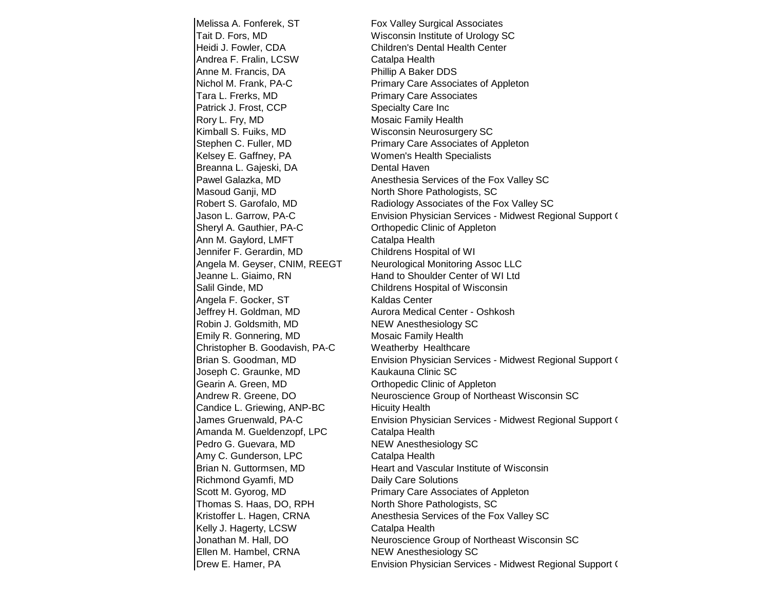| | |
|---|---|
| Melissa A. Fonferek, ST | Fox Valley Surgical Associates |
| Tait D. Fors, MD | Wisconsin Institute of Urology SC |
| Heidi J. Fowler, CDA | Children's Dental Health Center |
| Andrea F. Fralin, LCSW | Catalpa Health |
| Anne M. Francis, DA | Phillip A Baker DDS |
| Nichol M. Frank, PA-C | Primary Care Associates of Appleton |
| Tara L. Frerks, MD | Primary Care Associates |
| Patrick J. Frost, CCP | Specialty Care Inc |
| Rory L. Fry, MD | Mosaic Family Health |
| Kimball S. Fuiks, MD | Wisconsin Neurosurgery SC |
| Stephen C. Fuller, MD | Primary Care Associates of Appleton |
| Kelsey E. Gaffney, PA | Women's Health Specialists |
| Breanna L. Gajeski, DA | Dental Haven |
| Pawel Galazka, MD | Anesthesia Services of the Fox Valley SC |
| Masoud Ganji, MD | North Shore Pathologists, SC |
| Robert S. Garofalo, MD | Radiology Associates of the Fox Valley SC |
| Jason L. Garrow, PA-C | Envision Physician Services - Midwest Regional Support ( |
| Sheryl A. Gauthier, PA-C | Orthopedic Clinic of Appleton |
| Ann M. Gaylord, LMFT | Catalpa Health |
| Jennifer F. Gerardin, MD | Childrens Hospital of WI |
| Angela M. Geyser, CNIM, REEGT | Neurological Monitoring Assoc LLC |
| Jeanne L. Giaimo, RN | Hand to Shoulder Center of WI Ltd |
| Salil Ginde, MD | Childrens Hospital of Wisconsin |
| Angela F. Gocker, ST | Kaldas Center |
| Jeffrey H. Goldman, MD | Aurora Medical Center - Oshkosh |
| Robin J. Goldsmith, MD | NEW Anesthesiology SC |
| Emily R. Gonnering, MD | Mosaic Family Health |
| Christopher B. Goodavish, PA-C | Weatherby Healthcare |
| Brian S. Goodman, MD | Envision Physician Services - Midwest Regional Support ( |
| Joseph C. Graunke, MD | Kaukauna Clinic SC |
| Gearin A. Green, MD | Orthopedic Clinic of Appleton |
| Andrew R. Greene, DO | Neuroscience Group of Northeast Wisconsin SC |
| Candice L. Griewing, ANP-BC | Hicuity Health |
| James Gruenwald, PA-C | Envision Physician Services - Midwest Regional Support ( |
| Amanda M. Gueldenzopf, LPC | Catalpa Health |
| Pedro G. Guevara, MD | NEW Anesthesiology SC |
| Amy C. Gunderson, LPC | Catalpa Health |
| Brian N. Guttormsen, MD | Heart and Vascular Institute of Wisconsin |
| Richmond Gyamfi, MD | Daily Care Solutions |
| Scott M. Gyorog, MD | Primary Care Associates of Appleton |
| Thomas S. Haas, DO, RPH | North Shore Pathologists, SC |
| Kristoffer L. Hagen, CRNA | Anesthesia Services of the Fox Valley SC |
| Kelly J. Hagerty, LCSW | Catalpa Health |
| Jonathan M. Hall, DO | Neuroscience Group of Northeast Wisconsin SC |
| Ellen M. Hambel, CRNA | NEW Anesthesiology SC |
| Drew E. Hamer, PA | Envision Physician Services - Midwest Regional Support ( |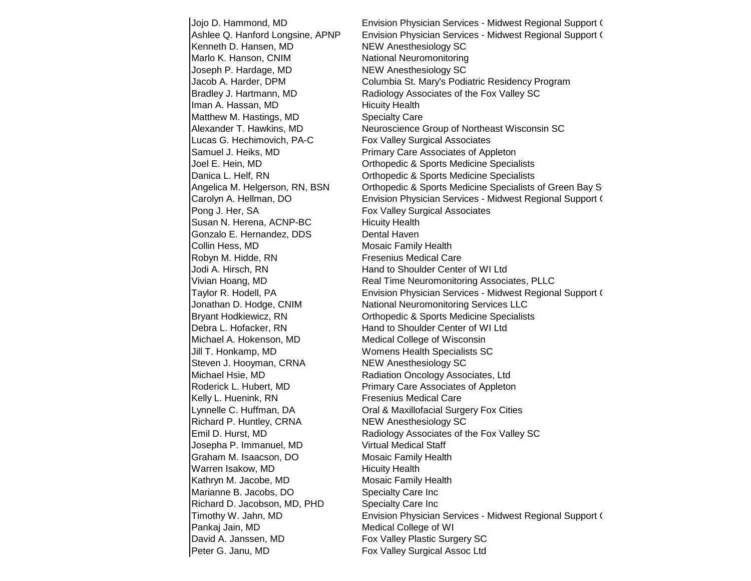| | |
|---|---|
| Jojo D. Hammond, MD | Envision Physician Services - Midwest Regional Support ( |
| Ashlee Q. Hanford Longsine, APNP | Envision Physician Services - Midwest Regional Support ( |
| Kenneth D. Hansen, MD | NEW Anesthesiology SC |
| Marlo K. Hanson, CNIM | National Neuromonitoring |
| Joseph P. Hardage, MD | NEW Anesthesiology SC |
| Jacob A. Harder, DPM | Columbia St. Mary's Podiatric Residency Program |
| Bradley J. Hartmann, MD | Radiology Associates of the Fox Valley SC |
| Iman A. Hassan, MD | Hicuity Health |
| Matthew M. Hastings, MD | Specialty Care |
| Alexander T. Hawkins, MD | Neuroscience Group of Northeast Wisconsin SC |
| Lucas G. Hechimovich, PA-C | Fox Valley Surgical Associates |
| Samuel J. Heiks, MD | Primary Care Associates of Appleton |
| Joel E. Hein, MD | Orthopedic & Sports Medicine Specialists |
| Danica L. Helf, RN | Orthopedic & Sports Medicine Specialists |
| Angelica M. Helgerson, RN, BSN | Orthopedic & Sports Medicine Specialists of Green Bay S |
| Carolyn A. Hellman, DO | Envision Physician Services - Midwest Regional Support ( |
| Pong J. Her, SA | Fox Valley Surgical Associates |
| Susan N. Herena, ACNP-BC | Hicuity Health |
| Gonzalo E. Hernandez, DDS | Dental Haven |
| Collin Hess, MD | Mosaic Family Health |
| Robyn M. Hidde, RN | Fresenius Medical Care |
| Jodi A. Hirsch, RN | Hand to Shoulder Center of WI Ltd |
| Vivian Hoang, MD | Real Time Neuromonitoring Associates, PLLC |
| Taylor R. Hodell, PA | Envision Physician Services - Midwest Regional Support ( |
| Jonathan D. Hodge, CNIM | National Neuromonitoring Services LLC |
| Bryant Hodkiewicz, RN | Orthopedic & Sports Medicine Specialists |
| Debra L. Hofacker, RN | Hand to Shoulder Center of WI Ltd |
| Michael A. Hokenson, MD | Medical College of Wisconsin |
| Jill T. Honkamp, MD | Womens Health Specialists SC |
| Steven J. Hooyman, CRNA | NEW Anesthesiology SC |
| Michael Hsie, MD | Radiation Oncology Associates, Ltd |
| Roderick L. Hubert, MD | Primary Care Associates of Appleton |
| Kelly L. Huenink, RN | Fresenius Medical Care |
| Lynnelle C. Huffman, DA | Oral & Maxillofacial Surgery Fox Cities |
| Richard P. Huntley, CRNA | NEW Anesthesiology SC |
| Emil D. Hurst, MD | Radiology Associates of the Fox Valley SC |
| Josepha P. Immanuel, MD | Virtual Medical Staff |
| Graham M. Isaacson, DO | Mosaic Family Health |
| Warren Isakow, MD | Hicuity Health |
| Kathryn M. Jacobe, MD | Mosaic Family Health |
| Marianne B. Jacobs, DO | Specialty Care Inc |
| Richard D. Jacobson, MD, PHD | Specialty Care Inc |
| Timothy W. Jahn, MD | Envision Physician Services - Midwest Regional Support ( |
| Pankaj Jain, MD | Medical College of WI |
| David A. Janssen, MD | Fox Valley Plastic Surgery SC |
| Peter G. Janu, MD | Fox Valley Surgical Assoc Ltd |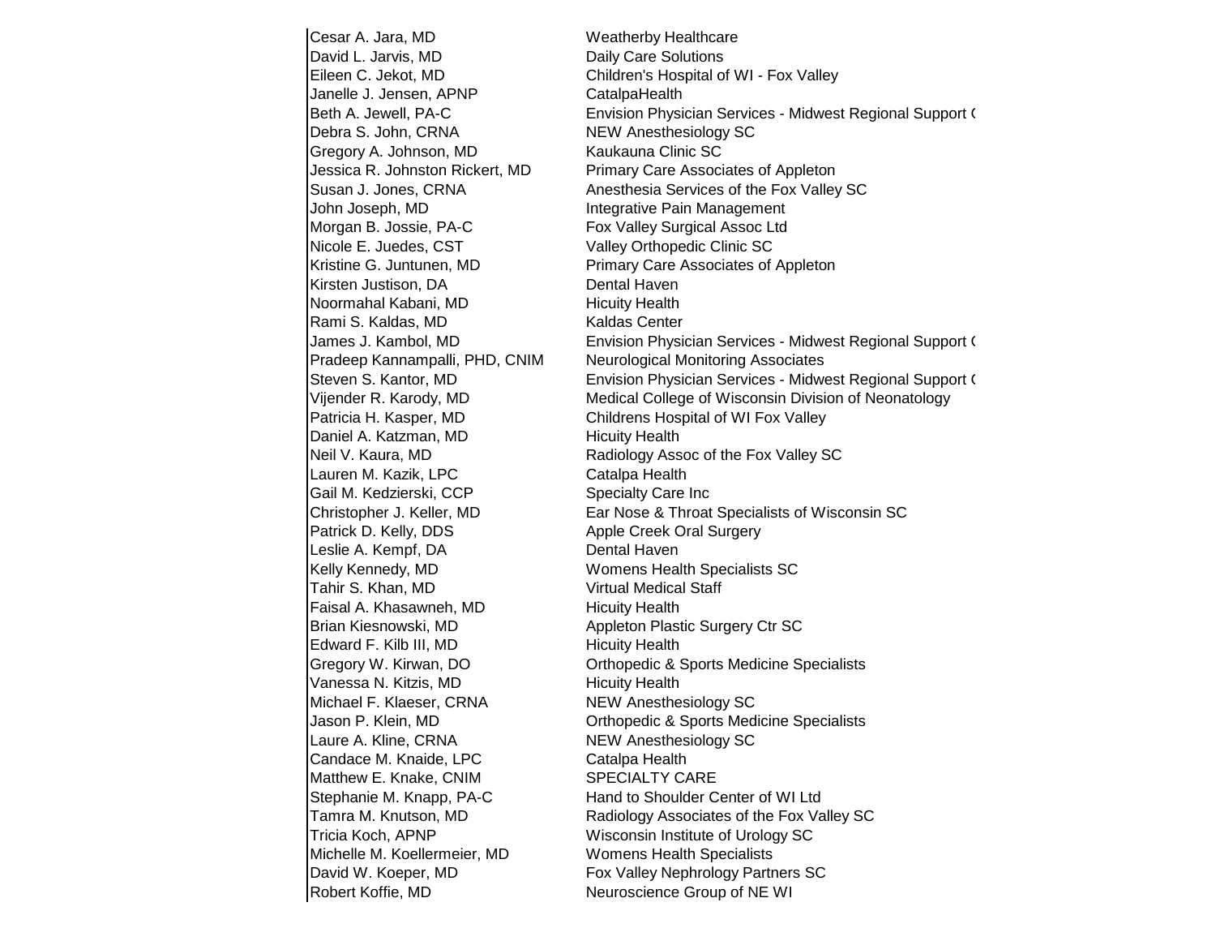| | |
|---|---|
| Cesar A. Jara, MD | Weatherby Healthcare |
| David L. Jarvis, MD | Daily Care Solutions |
| Eileen C. Jekot, MD | Children's Hospital of WI - Fox Valley |
| Janelle J. Jensen, APNP | CatalpaHealth |
| Beth A. Jewell, PA-C | Envision Physician Services - Midwest Regional Support ( |
| Debra S. John, CRNA | NEW Anesthesiology SC |
| Gregory A. Johnson, MD | Kaukauna Clinic SC |
| Jessica R. Johnston Rickert, MD | Primary Care Associates of Appleton |
| Susan J. Jones, CRNA | Anesthesia Services of the Fox Valley SC |
| John Joseph, MD | Integrative Pain Management |
| Morgan B. Jossie, PA-C | Fox Valley Surgical Assoc Ltd |
| Nicole E. Juedes, CST | Valley Orthopedic Clinic SC |
| Kristine G. Juntunen, MD | Primary Care Associates of Appleton |
| Kirsten Justison, DA | Dental Haven |
| Noormahal Kabani, MD | Hicuity Health |
| Rami S. Kaldas, MD | Kaldas Center |
| James J. Kambol, MD | Envision Physician Services - Midwest Regional Support ( |
| Pradeep Kannampalli, PHD, CNIM | Neurological Monitoring Associates |
| Steven S. Kantor, MD | Envision Physician Services - Midwest Regional Support ( |
| Vijender R. Karody, MD | Medical College of Wisconsin Division of Neonatology |
| Patricia H. Kasper, MD | Childrens Hospital of WI Fox Valley |
| Daniel A. Katzman, MD | Hicuity Health |
| Neil V. Kaura, MD | Radiology Assoc of the Fox Valley SC |
| Lauren M. Kazik, LPC | Catalpa Health |
| Gail M. Kedzierski, CCP | Specialty Care Inc |
| Christopher J. Keller, MD | Ear Nose & Throat Specialists of Wisconsin SC |
| Patrick D. Kelly, DDS | Apple Creek Oral Surgery |
| Leslie A. Kempf, DA | Dental Haven |
| Kelly Kennedy, MD | Womens Health Specialists SC |
| Tahir S. Khan, MD | Virtual Medical Staff |
| Faisal A. Khasawneh, MD | Hicuity Health |
| Brian Kiesnowski, MD | Appleton Plastic Surgery Ctr SC |
| Edward F. Kilb III, MD | Hicuity Health |
| Gregory W. Kirwan, DO | Orthopedic & Sports Medicine Specialists |
| Vanessa N. Kitzis, MD | Hicuity Health |
| Michael F. Klaeser, CRNA | NEW Anesthesiology SC |
| Jason P. Klein, MD | Orthopedic & Sports Medicine Specialists |
| Laure A. Kline, CRNA | NEW Anesthesiology SC |
| Candace M. Knaide, LPC | Catalpa Health |
| Matthew E. Knake, CNIM | SPECIALTY CARE |
| Stephanie M. Knapp, PA-C | Hand to Shoulder Center of WI Ltd |
| Tamra M. Knutson, MD | Radiology Associates of the Fox Valley SC |
| Tricia Koch, APNP | Wisconsin Institute of Urology SC |
| Michelle M. Koellermeier, MD | Womens Health Specialists |
| David W. Koeper, MD | Fox Valley Nephrology Partners SC |
| Robert Koffie, MD | Neuroscience Group of NE WI |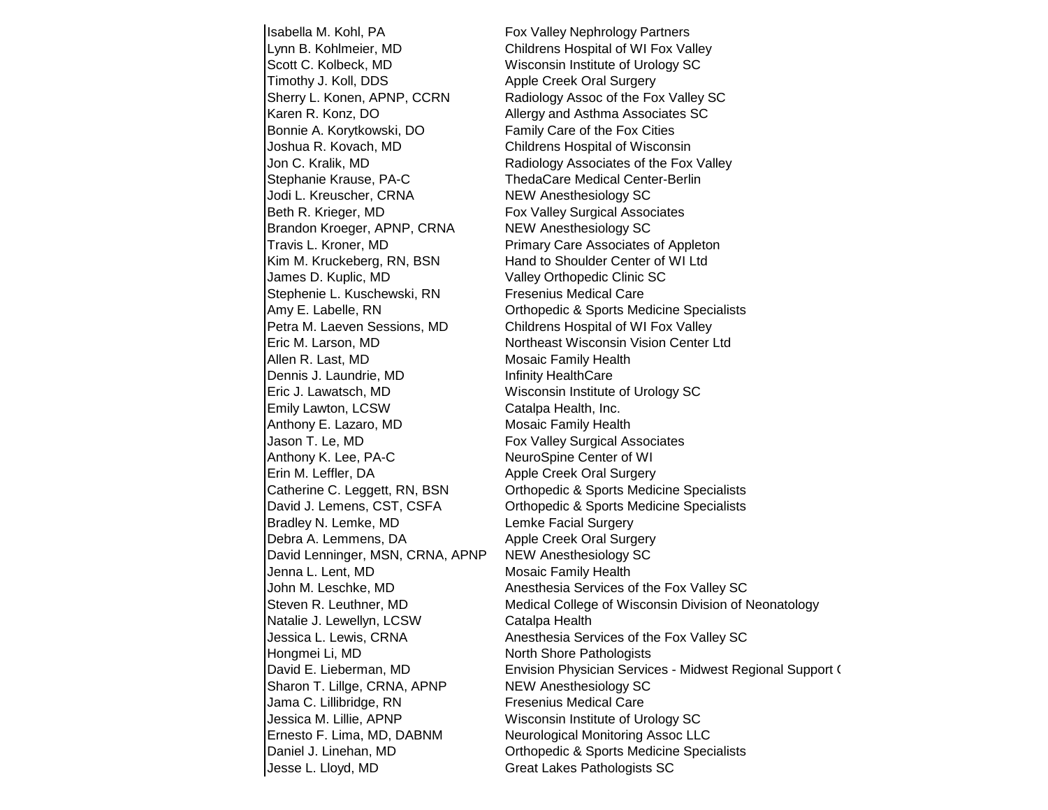| | |
|---|---|
| Isabella M. Kohl, PA | Fox Valley Nephrology Partners |
| Lynn B. Kohlmeier, MD | Childrens Hospital of WI Fox Valley |
| Scott C. Kolbeck, MD | Wisconsin Institute of Urology SC |
| Timothy J. Koll, DDS | Apple Creek Oral Surgery |
| Sherry L. Konen, APNP, CCRN | Radiology Assoc of the Fox Valley SC |
| Karen R. Konz, DO | Allergy and Asthma Associates SC |
| Bonnie A. Korytkowski, DO | Family Care of the Fox Cities |
| Joshua R. Kovach, MD | Childrens Hospital of Wisconsin |
| Jon C. Kralik, MD | Radiology Associates of the Fox Valley |
| Stephanie Krause, PA-C | ThedaCare Medical Center-Berlin |
| Jodi L. Kreuscher, CRNA | NEW Anesthesiology SC |
| Beth R. Krieger, MD | Fox Valley Surgical Associates |
| Brandon Kroeger, APNP, CRNA | NEW Anesthesiology SC |
| Travis L. Kroner, MD | Primary Care Associates of Appleton |
| Kim M. Kruckeberg, RN, BSN | Hand to Shoulder Center of WI Ltd |
| James D. Kuplic, MD | Valley Orthopedic Clinic SC |
| Stephenie L. Kuschewski, RN | Fresenius Medical Care |
| Amy E. Labelle, RN | Orthopedic & Sports Medicine Specialists |
| Petra M. Laeven Sessions, MD | Childrens Hospital of WI Fox Valley |
| Eric M. Larson, MD | Northeast Wisconsin Vision Center Ltd |
| Allen R. Last, MD | Mosaic Family Health |
| Dennis J. Laundrie, MD | Infinity HealthCare |
| Eric J. Lawatsch, MD | Wisconsin Institute of Urology SC |
| Emily Lawton, LCSW | Catalpa Health, Inc. |
| Anthony E. Lazaro, MD | Mosaic Family Health |
| Jason T. Le, MD | Fox Valley Surgical Associates |
| Anthony K. Lee, PA-C | NeuroSpine Center of WI |
| Erin M. Leffler, DA | Apple Creek Oral Surgery |
| Catherine C. Leggett, RN, BSN | Orthopedic & Sports Medicine Specialists |
| David J. Lemens, CST, CSFA | Orthopedic & Sports Medicine Specialists |
| Bradley N. Lemke, MD | Lemke Facial Surgery |
| Debra A. Lemmens, DA | Apple Creek Oral Surgery |
| David Lenninger, MSN, CRNA, APNP | NEW Anesthesiology SC |
| Jenna L. Lent, MD | Mosaic Family Health |
| John M. Leschke, MD | Anesthesia Services of the Fox Valley SC |
| Steven R. Leuthner, MD | Medical College of Wisconsin Division of Neonatology |
| Natalie J. Lewellyn, LCSW | Catalpa Health |
| Jessica L. Lewis, CRNA | Anesthesia Services of the Fox Valley SC |
| Hongmei Li, MD | North Shore Pathologists |
| David E. Lieberman, MD | Envision Physician Services - Midwest Regional Support ( |
| Sharon T. Lillge, CRNA, APNP | NEW Anesthesiology SC |
| Jama C. Lillibridge, RN | Fresenius Medical Care |
| Jessica M. Lillie, APNP | Wisconsin Institute of Urology SC |
| Ernesto F. Lima, MD, DABNM | Neurological Monitoring Assoc LLC |
| Daniel J. Linehan, MD | Orthopedic & Sports Medicine Specialists |
| Jesse L. Lloyd, MD | Great Lakes Pathologists SC |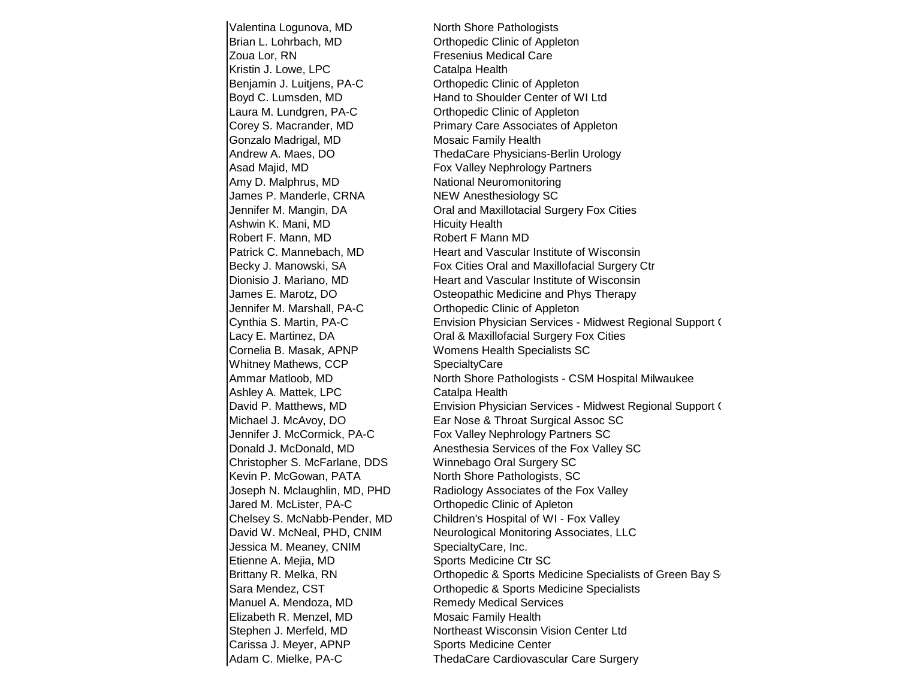| | |
|---|---|
| Valentina Logunova, MD | North Shore Pathologists |
| Brian L. Lohrbach, MD | Orthopedic Clinic of Appleton |
| Zoua Lor, RN | Fresenius Medical Care |
| Kristin J. Lowe, LPC | Catalpa Health |
| Benjamin J. Luitjens, PA-C | Orthopedic Clinic of Appleton |
| Boyd C. Lumsden, MD | Hand to Shoulder Center of WI Ltd |
| Laura M. Lundgren, PA-C | Orthopedic Clinic of Appleton |
| Corey S. Macrander, MD | Primary Care Associates of Appleton |
| Gonzalo Madrigal, MD | Mosaic Family Health |
| Andrew A. Maes, DO | ThedaCare Physicians-Berlin Urology |
| Asad Majid, MD | Fox Valley Nephrology Partners |
| Amy D. Malphrus, MD | National Neuromonitoring |
| James P. Manderle, CRNA | NEW Anesthesiology SC |
| Jennifer M. Mangin, DA | Oral and Maxillotacial Surgery Fox Cities |
| Ashwin K. Mani, MD | Hicuity Health |
| Robert F. Mann, MD | Robert F Mann MD |
| Patrick C. Mannebach, MD | Heart and Vascular Institute of Wisconsin |
| Becky J. Manowski, SA | Fox Cities Oral and Maxillofacial Surgery Ctr |
| Dionisio J. Mariano, MD | Heart and Vascular Institute of Wisconsin |
| James E. Marotz, DO | Osteopathic Medicine and Phys Therapy |
| Jennifer M. Marshall, PA-C | Orthopedic Clinic of Appleton |
| Cynthia S. Martin, PA-C | Envision Physician Services - Midwest Regional Support ( |
| Lacy E. Martinez, DA | Oral & Maxillofacial Surgery Fox Cities |
| Cornelia B. Masak, APNP | Womens Health Specialists SC |
| Whitney Mathews, CCP | SpecialtyCare |
| Ammar Matloob, MD | North Shore Pathologists - CSM Hospital Milwaukee |
| Ashley A. Mattek, LPC | Catalpa Health |
| David P. Matthews, MD | Envision Physician Services - Midwest Regional Support ( |
| Michael J. McAvoy, DO | Ear Nose & Throat Surgical Assoc SC |
| Jennifer J. McCormick, PA-C | Fox Valley Nephrology Partners SC |
| Donald J. McDonald, MD | Anesthesia Services of the Fox Valley SC |
| Christopher S. McFarlane, DDS | Winnebago Oral Surgery SC |
| Kevin P. McGowan, PATA | North Shore Pathologists, SC |
| Joseph N. Mclaughlin, MD, PHD | Radiology Associates of the Fox Valley |
| Jared M. McLister, PA-C | Orthopedic Clinic of Apleton |
| Chelsey S. McNabb-Pender, MD | Children's Hospital of WI - Fox Valley |
| David W. McNeal, PHD, CNIM | Neurological Monitoring Associates, LLC |
| Jessica M. Meaney, CNIM | SpecialtyCare, Inc. |
| Etienne A. Mejia, MD | Sports Medicine Ctr SC |
| Brittany R. Melka, RN | Orthopedic & Sports Medicine Specialists of Green Bay S |
| Sara Mendez, CST | Orthopedic & Sports Medicine Specialists |
| Manuel A. Mendoza, MD | Remedy Medical Services |
| Elizabeth R. Menzel, MD | Mosaic Family Health |
| Stephen J. Merfeld, MD | Northeast Wisconsin Vision Center Ltd |
| Carissa J. Meyer, APNP | Sports Medicine Center |
| Adam C. Mielke, PA-C | ThedaCare Cardiovascular Care Surgery |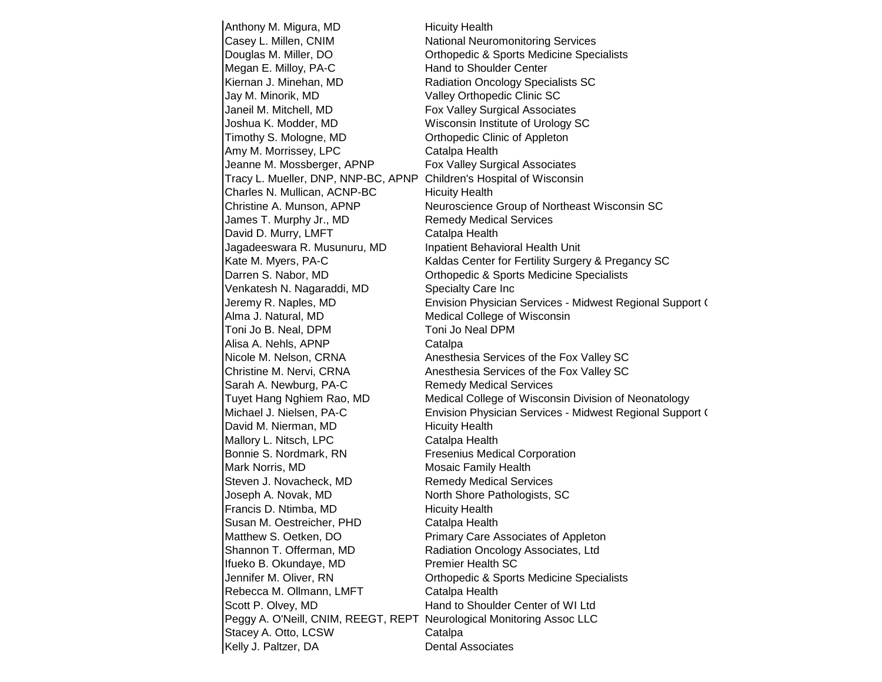| | |
|---|---|
| Anthony M. Migura, MD | Hicuity Health |
| Casey L. Millen, CNIM | National Neuromonitoring Services |
| Douglas M. Miller, DO | Orthopedic & Sports Medicine Specialists |
| Megan E. Milloy, PA-C | Hand to Shoulder Center |
| Kiernan J. Minehan, MD | Radiation Oncology Specialists SC |
| Jay M. Minorik, MD | Valley Orthopedic Clinic SC |
| Janeil M. Mitchell, MD | Fox Valley Surgical Associates |
| Joshua K. Modder, MD | Wisconsin Institute of Urology SC |
| Timothy S. Mologne, MD | Orthopedic Clinic of Appleton |
| Amy M. Morrissey, LPC | Catalpa Health |
| Jeanne M. Mossberger, APNP | Fox Valley Surgical Associates |
| Tracy L. Mueller, DNP, NNP-BC, APNP | Children's Hospital of Wisconsin |
| Charles N. Mullican, ACNP-BC | Hicuity Health |
| Christine A. Munson, APNP | Neuroscience Group of Northeast Wisconsin SC |
| James T. Murphy Jr., MD | Remedy Medical Services |
| David D. Murry, LMFT | Catalpa Health |
| Jagadeeswara R. Musunuru, MD | Inpatient Behavioral Health Unit |
| Kate M. Myers, PA-C | Kaldas Center for Fertility Surgery & Pregancy SC |
| Darren S. Nabor, MD | Orthopedic & Sports Medicine Specialists |
| Venkatesh N. Nagaraddi, MD | Specialty Care Inc |
| Jeremy R. Naples, MD | Envision Physician Services - Midwest Regional Support ( |
| Alma J. Natural, MD | Medical College of Wisconsin |
| Toni Jo B. Neal, DPM | Toni Jo Neal DPM |
| Alisa A. Nehls, APNP | Catalpa |
| Nicole M. Nelson, CRNA | Anesthesia Services of the Fox Valley SC |
| Christine M. Nervi, CRNA | Anesthesia Services of the Fox Valley SC |
| Sarah A. Newburg, PA-C | Remedy Medical Services |
| Tuyet Hang Nghiem Rao, MD | Medical College of Wisconsin Division of Neonatology |
| Michael J. Nielsen, PA-C | Envision Physician Services - Midwest Regional Support ( |
| David M. Nierman, MD | Hicuity Health |
| Mallory L. Nitsch, LPC | Catalpa Health |
| Bonnie S. Nordmark, RN | Fresenius Medical Corporation |
| Mark Norris, MD | Mosaic Family Health |
| Steven J. Novacheck, MD | Remedy Medical Services |
| Joseph A. Novak, MD | North Shore Pathologists, SC |
| Francis D. Ntimba, MD | Hicuity Health |
| Susan M. Oestreicher, PHD | Catalpa Health |
| Matthew S. Oetken, DO | Primary Care Associates of Appleton |
| Shannon T. Offerman, MD | Radiation Oncology Associates, Ltd |
| Ifueko B. Okundaye, MD | Premier Health SC |
| Jennifer M. Oliver, RN | Orthopedic & Sports Medicine Specialists |
| Rebecca M. Ollmann, LMFT | Catalpa Health |
| Scott P. Olvey, MD | Hand to Shoulder Center of WI Ltd |
| Peggy A. O'Neill, CNIM, REEGT, REPT | Neurological Monitoring Assoc LLC |
| Stacey A. Otto, LCSW | Catalpa |
| Kelly J. Paltzer, DA | Dental Associates |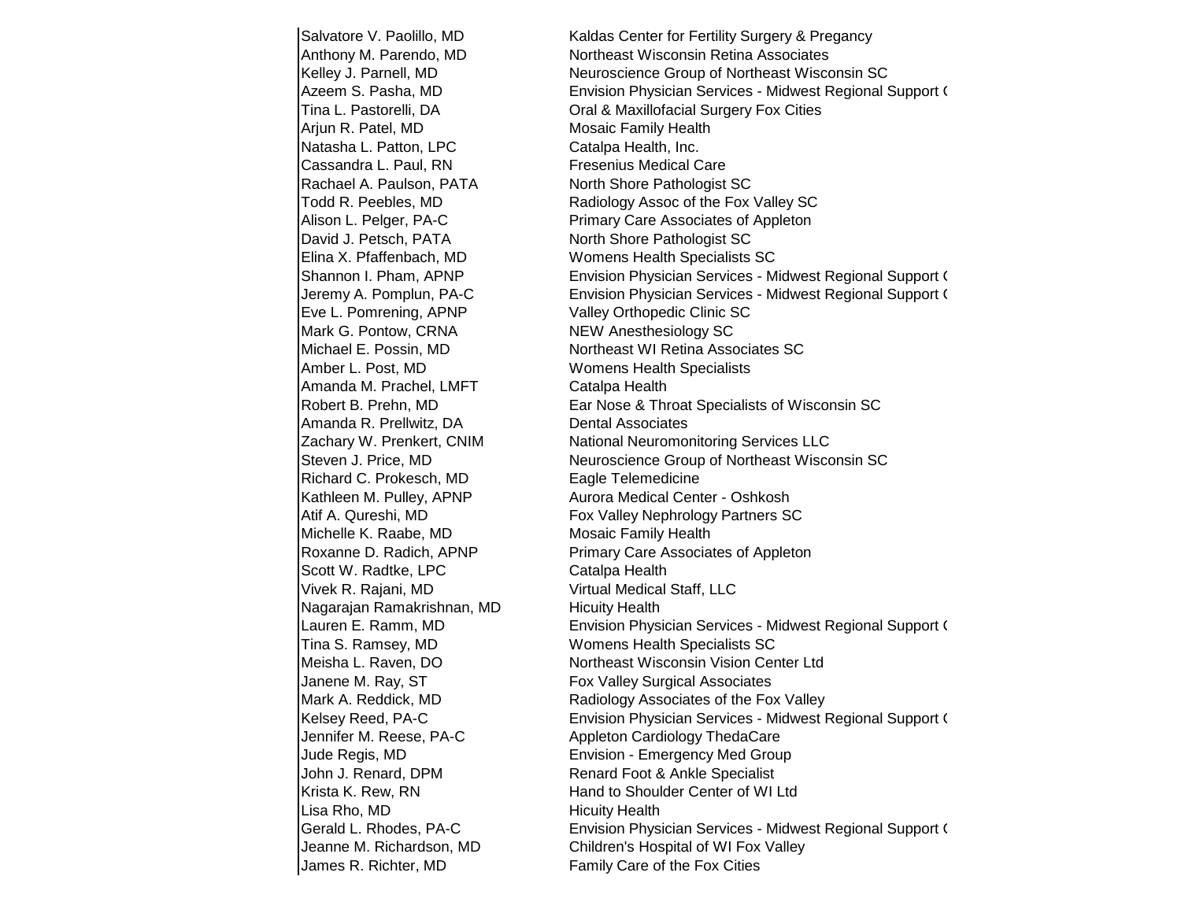| | |
|---|---|
| Salvatore V. Paolillo, MD | Kaldas Center for Fertility Surgery & Pregancy |
| Anthony M. Parendo, MD | Northeast Wisconsin Retina Associates |
| Kelley J. Parnell, MD | Neuroscience Group of Northeast Wisconsin SC |
| Azeem S. Pasha, MD | Envision Physician Services - Midwest Regional Support ( |
| Tina L. Pastorelli, DA | Oral & Maxillofacial Surgery Fox Cities |
| Arjun R. Patel, MD | Mosaic Family Health |
| Natasha L. Patton, LPC | Catalpa Health, Inc. |
| Cassandra L. Paul, RN | Fresenius Medical Care |
| Rachael A. Paulson, PATA | North Shore Pathologist SC |
| Todd R. Peebles, MD | Radiology Assoc of the Fox Valley SC |
| Alison L. Pelger, PA-C | Primary Care Associates of Appleton |
| David J. Petsch, PATA | North Shore Pathologist SC |
| Elina X. Pfaffenbach, MD | Womens Health Specialists SC |
| Shannon I. Pham, APNP | Envision Physician Services - Midwest Regional Support ( |
| Jeremy A. Pomplun, PA-C | Envision Physician Services - Midwest Regional Support ( |
| Eve L. Pomrening, APNP | Valley Orthopedic Clinic SC |
| Mark G. Pontow, CRNA | NEW Anesthesiology SC |
| Michael E. Possin, MD | Northeast WI Retina Associates SC |
| Amber L. Post, MD | Womens Health Specialists |
| Amanda M. Prachel, LMFT | Catalpa Health |
| Robert B. Prehn, MD | Ear Nose & Throat Specialists of Wisconsin SC |
| Amanda R. Prellwitz, DA | Dental Associates |
| Zachary W. Prenkert, CNIM | National Neuromonitoring Services LLC |
| Steven J. Price, MD | Neuroscience Group of Northeast Wisconsin SC |
| Richard C. Prokesch, MD | Eagle Telemedicine |
| Kathleen M. Pulley, APNP | Aurora Medical Center - Oshkosh |
| Atif A. Qureshi, MD | Fox Valley Nephrology Partners SC |
| Michelle K. Raabe, MD | Mosaic Family Health |
| Roxanne D. Radich, APNP | Primary Care Associates of Appleton |
| Scott W. Radtke, LPC | Catalpa Health |
| Vivek R. Rajani, MD | Virtual Medical Staff, LLC |
| Nagarajan Ramakrishnan, MD | Hicuity Health |
| Lauren E. Ramm, MD | Envision Physician Services - Midwest Regional Support ( |
| Tina S. Ramsey, MD | Womens Health Specialists SC |
| Meisha L. Raven, DO | Northeast Wisconsin Vision Center Ltd |
| Janene M. Ray, ST | Fox Valley Surgical Associates |
| Mark A. Reddick, MD | Radiology Associates of the Fox Valley |
| Kelsey Reed, PA-C | Envision Physician Services - Midwest Regional Support ( |
| Jennifer M. Reese, PA-C | Appleton Cardiology ThedaCare |
| Jude Regis, MD | Envision - Emergency Med Group |
| John J. Renard, DPM | Renard Foot & Ankle Specialist |
| Krista K. Rew, RN | Hand to Shoulder Center of WI Ltd |
| Lisa Rho, MD | Hicuity Health |
| Gerald L. Rhodes, PA-C | Envision Physician Services - Midwest Regional Support ( |
| Jeanne M. Richardson, MD | Children's Hospital of WI Fox Valley |
| James R. Richter, MD | Family Care of the Fox Cities |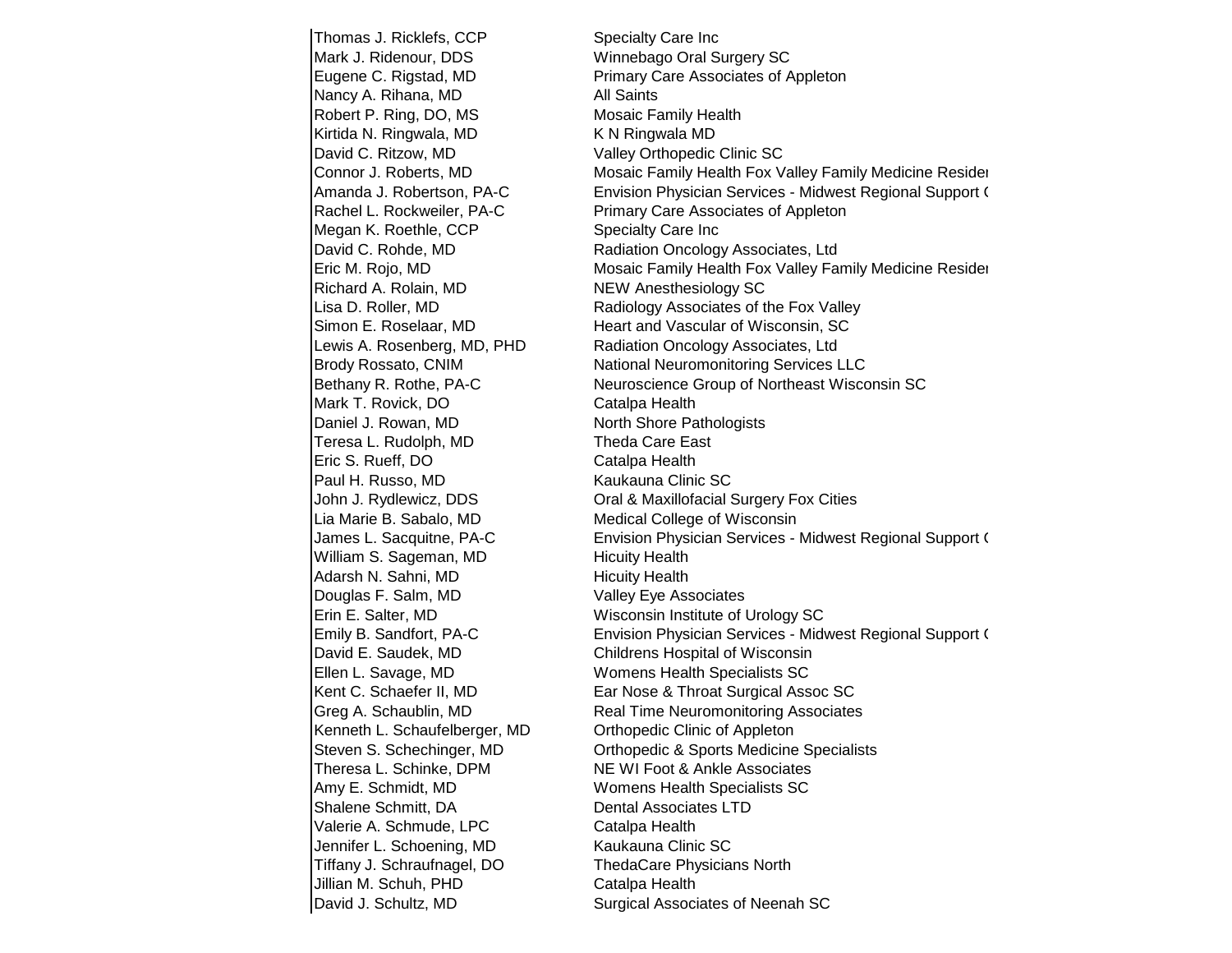| | |
|---|---|
| Thomas J. Ricklefs, CCP | Specialty Care Inc |
| Mark J. Ridenour, DDS | Winnebago Oral Surgery SC |
| Eugene C. Rigstad, MD | Primary Care Associates of Appleton |
| Nancy A. Rihana, MD | All Saints |
| Robert P. Ring, DO, MS | Mosaic Family Health |
| Kirtida N. Ringwala, MD | K N Ringwala MD |
| David C. Ritzow, MD | Valley Orthopedic Clinic SC |
| Connor J. Roberts, MD | Mosaic Family Health Fox Valley Family Medicine Residen |
| Amanda J. Robertson, PA-C | Envision Physician Services - Midwest Regional Support ( |
| Rachel L. Rockweiler, PA-C | Primary Care Associates of Appleton |
| Megan K. Roethle, CCP | Specialty Care Inc |
| David C. Rohde, MD | Radiation Oncology Associates, Ltd |
| Eric M. Rojo, MD | Mosaic Family Health Fox Valley Family Medicine Residen |
| Richard A. Rolain, MD | NEW Anesthesiology SC |
| Lisa D. Roller, MD | Radiology Associates of the Fox Valley |
| Simon E. Roselaar, MD | Heart and Vascular of Wisconsin, SC |
| Lewis A. Rosenberg, MD, PHD | Radiation Oncology Associates, Ltd |
| Brody Rossato, CNIM | National Neuromonitoring Services LLC |
| Bethany R. Rothe, PA-C | Neuroscience Group of Northeast Wisconsin SC |
| Mark T. Rovick, DO | Catalpa Health |
| Daniel J. Rowan, MD | North Shore Pathologists |
| Teresa L. Rudolph, MD | Theda Care East |
| Eric S. Rueff, DO | Catalpa Health |
| Paul H. Russo, MD | Kaukauna Clinic SC |
| John J. Rydlewicz, DDS | Oral & Maxillofacial Surgery Fox Cities |
| Lia Marie B. Sabalo, MD | Medical College of Wisconsin |
| James L. Sacquitne, PA-C | Envision Physician Services - Midwest Regional Support ( |
| William S. Sageman, MD | Hicuity Health |
| Adarsh N. Sahni, MD | Hicuity Health |
| Douglas F. Salm, MD | Valley Eye Associates |
| Erin E. Salter, MD | Wisconsin Institute of Urology SC |
| Emily B. Sandfort, PA-C | Envision Physician Services - Midwest Regional Support ( |
| David E. Saudek, MD | Childrens Hospital of Wisconsin |
| Ellen L. Savage, MD | Womens Health Specialists SC |
| Kent C. Schaefer II, MD | Ear Nose & Throat Surgical Assoc SC |
| Greg A. Schaublin, MD | Real Time Neuromonitoring Associates |
| Kenneth L. Schaufelberger, MD | Orthopedic Clinic of Appleton |
| Steven S. Schechinger, MD | Orthopedic & Sports Medicine Specialists |
| Theresa L. Schinke, DPM | NE WI Foot & Ankle Associates |
| Amy E. Schmidt, MD | Womens Health Specialists SC |
| Shalene Schmitt, DA | Dental Associates LTD |
| Valerie A. Schmude, LPC | Catalpa Health |
| Jennifer L. Schoening, MD | Kaukauna Clinic SC |
| Tiffany J. Schraufnagel, DO | ThedaCare Physicians North |
| Jillian M. Schuh, PHD | Catalpa Health |
| David J. Schultz, MD | Surgical Associates of Neenah SC |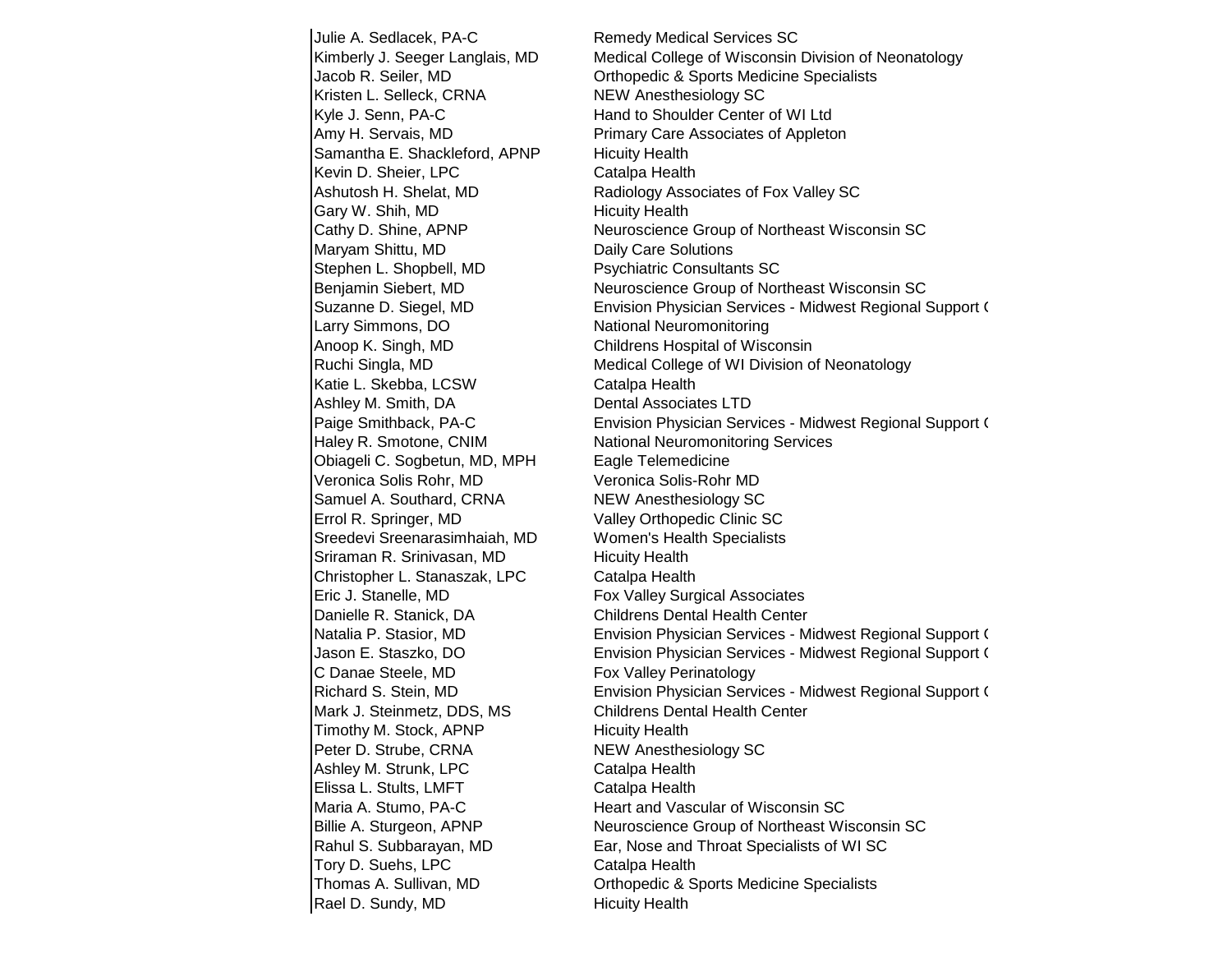| | |
|---|---|
| Julie A. Sedlacek, PA-C | Remedy Medical Services SC |
| Kimberly J. Seeger Langlais, MD | Medical College of Wisconsin Division of Neonatology |
| Jacob R. Seiler, MD | Orthopedic & Sports Medicine Specialists |
| Kristen L. Selleck, CRNA | NEW Anesthesiology SC |
| Kyle J. Senn, PA-C | Hand to Shoulder Center of WI Ltd |
| Amy H. Servais, MD | Primary Care Associates of Appleton |
| Samantha E. Shackleford, APNP | Hicuity Health |
| Kevin D. Sheier, LPC | Catalpa Health |
| Ashutosh H. Shelat, MD | Radiology Associates of Fox Valley SC |
| Gary W. Shih, MD | Hicuity Health |
| Cathy D. Shine, APNP | Neuroscience Group of Northeast Wisconsin SC |
| Maryam Shittu, MD | Daily Care Solutions |
| Stephen L. Shopbell, MD | Psychiatric Consultants SC |
| Benjamin Siebert, MD | Neuroscience Group of Northeast Wisconsin SC |
| Suzanne D. Siegel, MD | Envision Physician Services - Midwest Regional Support ( |
| Larry Simmons, DO | National Neuromonitoring |
| Anoop K. Singh, MD | Childrens Hospital of Wisconsin |
| Ruchi Singla, MD | Medical College of WI Division of Neonatology |
| Katie L. Skebba, LCSW | Catalpa Health |
| Ashley M. Smith, DA | Dental Associates LTD |
| Paige Smithback, PA-C | Envision Physician Services - Midwest Regional Support ( |
| Haley R. Smotone, CNIM | National Neuromonitoring Services |
| Obiageli C. Sogbetun, MD, MPH | Eagle Telemedicine |
| Veronica Solis Rohr, MD | Veronica Solis-Rohr MD |
| Samuel A. Southard, CRNA | NEW Anesthesiology SC |
| Errol R. Springer, MD | Valley Orthopedic Clinic SC |
| Sreedevi Sreenarasimhaiah, MD | Women's Health Specialists |
| Sriraman R. Srinivasan, MD | Hicuity Health |
| Christopher L. Stanaszak, LPC | Catalpa Health |
| Eric J. Stanelle, MD | Fox Valley Surgical Associates |
| Danielle R. Stanick, DA | Childrens Dental Health Center |
| Natalia P. Stasior, MD | Envision Physician Services - Midwest Regional Support ( |
| Jason E. Staszko, DO | Envision Physician Services - Midwest Regional Support ( |
| C Danae Steele, MD | Fox Valley Perinatology |
| Richard S. Stein, MD | Envision Physician Services - Midwest Regional Support ( |
| Mark J. Steinmetz, DDS, MS | Childrens Dental Health Center |
| Timothy M. Stock, APNP | Hicuity Health |
| Peter D. Strube, CRNA | NEW Anesthesiology SC |
| Ashley M. Strunk, LPC | Catalpa Health |
| Elissa L. Stults, LMFT | Catalpa Health |
| Maria A. Stumo, PA-C | Heart and Vascular of Wisconsin SC |
| Billie A. Sturgeon, APNP | Neuroscience Group of Northeast Wisconsin SC |
| Rahul S. Subbarayan, MD | Ear, Nose and Throat Specialists of WI SC |
| Tory D. Suehs, LPC | Catalpa Health |
| Thomas A. Sullivan, MD | Orthopedic & Sports Medicine Specialists |
| Rael D. Sundy, MD | Hicuity Health |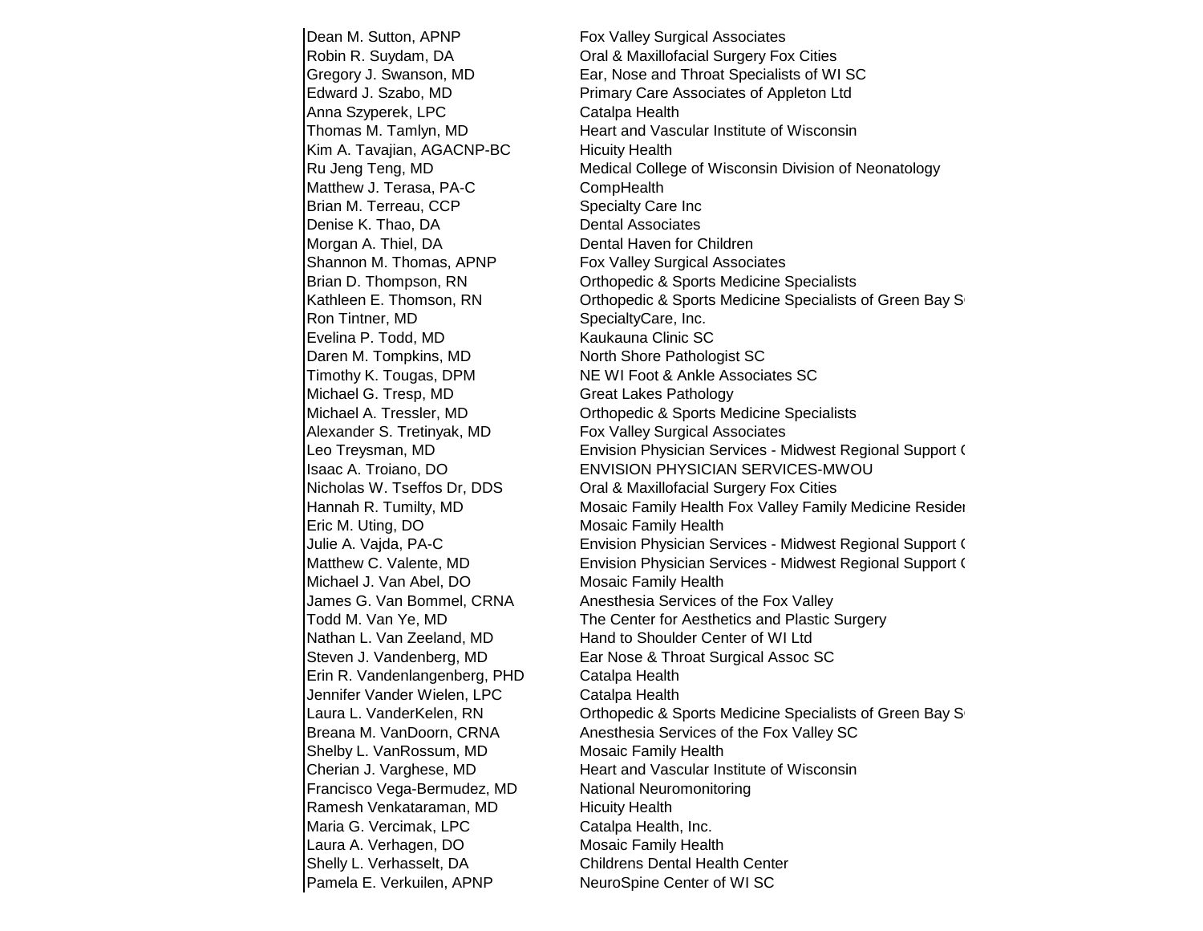| | |
|---|---|
| Dean M. Sutton, APNP | Fox Valley Surgical Associates |
| Robin R. Suydam, DA | Oral & Maxillofacial Surgery Fox Cities |
| Gregory J. Swanson, MD | Ear, Nose and Throat Specialists of WI SC |
| Edward J. Szabo, MD | Primary Care Associates of Appleton Ltd |
| Anna Szyperek, LPC | Catalpa Health |
| Thomas M. Tamlyn, MD | Heart and Vascular Institute of Wisconsin |
| Kim A. Tavajian, AGACNP-BC | Hicuity Health |
| Ru Jeng Teng, MD | Medical College of Wisconsin Division of Neonatology |
| Matthew J. Terasa, PA-C | CompHealth |
| Brian M. Terreau, CCP | Specialty Care Inc |
| Denise K. Thao, DA | Dental Associates |
| Morgan A. Thiel, DA | Dental Haven for Children |
| Shannon M. Thomas, APNP | Fox Valley Surgical Associates |
| Brian D. Thompson, RN | Orthopedic & Sports Medicine Specialists |
| Kathleen E. Thomson, RN | Orthopedic & Sports Medicine Specialists of Green Bay S |
| Ron Tintner, MD | SpecialtyCare, Inc. |
| Evelina P. Todd, MD | Kaukauna Clinic SC |
| Daren M. Tompkins, MD | North Shore Pathologist SC |
| Timothy K. Tougas, DPM | NE WI Foot & Ankle Associates SC |
| Michael G. Tresp, MD | Great Lakes Pathology |
| Michael A. Tressler, MD | Orthopedic & Sports Medicine Specialists |
| Alexander S. Tretinyak, MD | Fox Valley Surgical Associates |
| Leo Treysman, MD | Envision Physician Services - Midwest Regional Support ( |
| Isaac A. Troiano, DO | ENVISION PHYSICIAN SERVICES-MWOU |
| Nicholas W. Tseffos Dr, DDS | Oral & Maxillofacial Surgery Fox Cities |
| Hannah R. Tumilty, MD | Mosaic Family Health Fox Valley Family Medicine Resider |
| Eric M. Uting, DO | Mosaic Family Health |
| Julie A. Vajda, PA-C | Envision Physician Services - Midwest Regional Support ( |
| Matthew C. Valente, MD | Envision Physician Services - Midwest Regional Support ( |
| Michael J. Van Abel, DO | Mosaic Family Health |
| James G. Van Bommel, CRNA | Anesthesia Services of the Fox Valley |
| Todd M. Van Ye, MD | The Center for Aesthetics and Plastic Surgery |
| Nathan L. Van Zeeland, MD | Hand to Shoulder Center of WI Ltd |
| Steven J. Vandenberg, MD | Ear Nose & Throat Surgical Assoc SC |
| Erin R. Vandenlangenberg, PHD | Catalpa Health |
| Jennifer Vander Wielen, LPC | Catalpa Health |
| Laura L. VanderKelen, RN | Orthopedic & Sports Medicine Specialists of Green Bay S |
| Breana M. VanDoorn, CRNA | Anesthesia Services of the Fox Valley SC |
| Shelby L. VanRossum, MD | Mosaic Family Health |
| Cherian J. Varghese, MD | Heart and Vascular Institute of Wisconsin |
| Francisco Vega-Bermudez, MD | National Neuromonitoring |
| Ramesh Venkataraman, MD | Hicuity Health |
| Maria G. Vercimak, LPC | Catalpa Health, Inc. |
| Laura A. Verhagen, DO | Mosaic Family Health |
| Shelly L. Verhasselt, DA | Childrens Dental Health Center |
| Pamela E. Verkuilen, APNP | NeuroSpine Center of WI SC |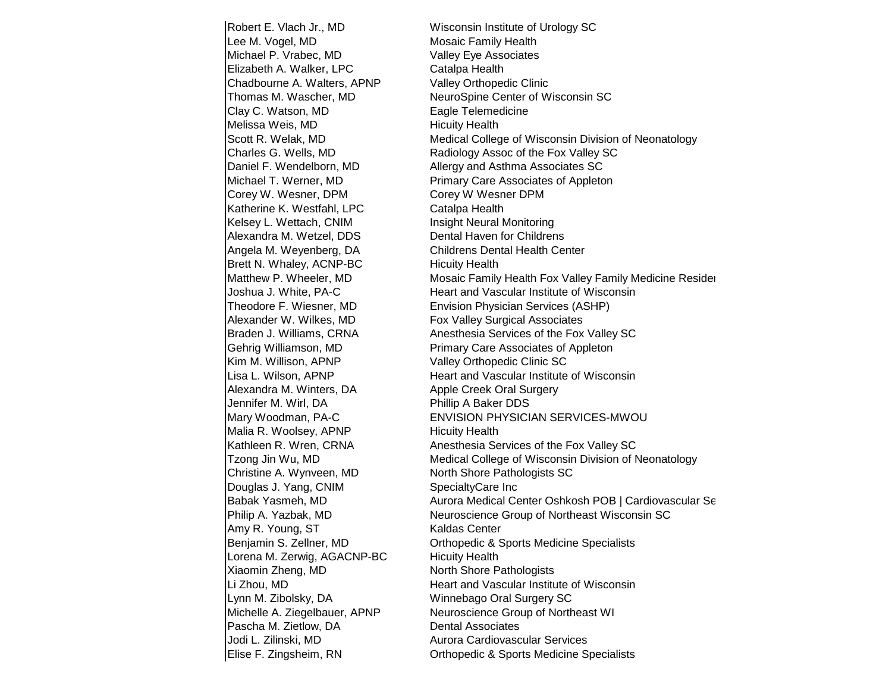| | |
|---|---|
| Robert E. Vlach Jr., MD | Wisconsin Institute of Urology SC |
| Lee M. Vogel, MD | Mosaic Family Health |
| Michael P. Vrabec, MD | Valley Eye Associates |
| Elizabeth A. Walker, LPC | Catalpa Health |
| Chadbourne A. Walters, APNP | Valley Orthopedic Clinic |
| Thomas M. Wascher, MD | NeuroSpine Center of Wisconsin SC |
| Clay C. Watson, MD | Eagle Telemedicine |
| Melissa Weis, MD | Hicuity Health |
| Scott R. Welak, MD | Medical College of Wisconsin Division of Neonatology |
| Charles G. Wells, MD | Radiology Assoc of the Fox Valley SC |
| Daniel F. Wendelborn, MD | Allergy and Asthma Associates SC |
| Michael T. Werner, MD | Primary Care Associates of Appleton |
| Corey W. Wesner, DPM | Corey W Wesner DPM |
| Katherine K. Westfahl, LPC | Catalpa Health |
| Kelsey L. Wettach, CNIM | Insight Neural Monitoring |
| Alexandra M. Wetzel, DDS | Dental Haven for Childrens |
| Angela M. Weyenberg, DA | Childrens Dental Health Center |
| Brett N. Whaley, ACNP-BC | Hicuity Health |
| Matthew P. Wheeler, MD | Mosaic Family Health Fox Valley Family Medicine Resider |
| Joshua J. White, PA-C | Heart and Vascular Institute of Wisconsin |
| Theodore F. Wiesner, MD | Envision Physician Services (ASHP) |
| Alexander W. Wilkes, MD | Fox Valley Surgical Associates |
| Braden J. Williams, CRNA | Anesthesia Services of the Fox Valley SC |
| Gehrig Williamson, MD | Primary Care Associates of Appleton |
| Kim M. Willison, APNP | Valley Orthopedic Clinic SC |
| Lisa L. Wilson, APNP | Heart and Vascular Institute of Wisconsin |
| Alexandra M. Winters, DA | Apple Creek Oral Surgery |
| Jennifer M. Wirl, DA | Phillip A Baker DDS |
| Mary Woodman, PA-C | ENVISION PHYSICIAN SERVICES-MWOU |
| Malia R. Woolsey, APNP | Hicuity Health |
| Kathleen R. Wren, CRNA | Anesthesia Services of the Fox Valley SC |
| Tzong Jin Wu, MD | Medical College of Wisconsin Division of Neonatology |
| Christine A. Wynveen, MD | North Shore Pathologists SC |
| Douglas J. Yang, CNIM | SpecialtyCare Inc |
| Babak Yasmeh, MD | Aurora Medical Center Oshkosh POB \| Cardiovascular Se |
| Philip A. Yazbak, MD | Neuroscience Group of Northeast Wisconsin SC |
| Amy R. Young, ST | Kaldas Center |
| Benjamin S. Zellner, MD | Orthopedic & Sports Medicine Specialists |
| Lorena M. Zerwig, AGACNP-BC | Hicuity Health |
| Xiaomin Zheng, MD | North Shore Pathologists |
| Li Zhou, MD | Heart and Vascular Institute of Wisconsin |
| Lynn M. Zibolsky, DA | Winnebago Oral Surgery SC |
| Michelle A. Ziegelbauer, APNP | Neuroscience Group of Northeast WI |
| Pascha M. Zietlow, DA | Dental Associates |
| Jodi L. Zilinski, MD | Aurora Cardiovascular Services |
| Elise F. Zingsheim, RN | Orthopedic & Sports Medicine Specialists |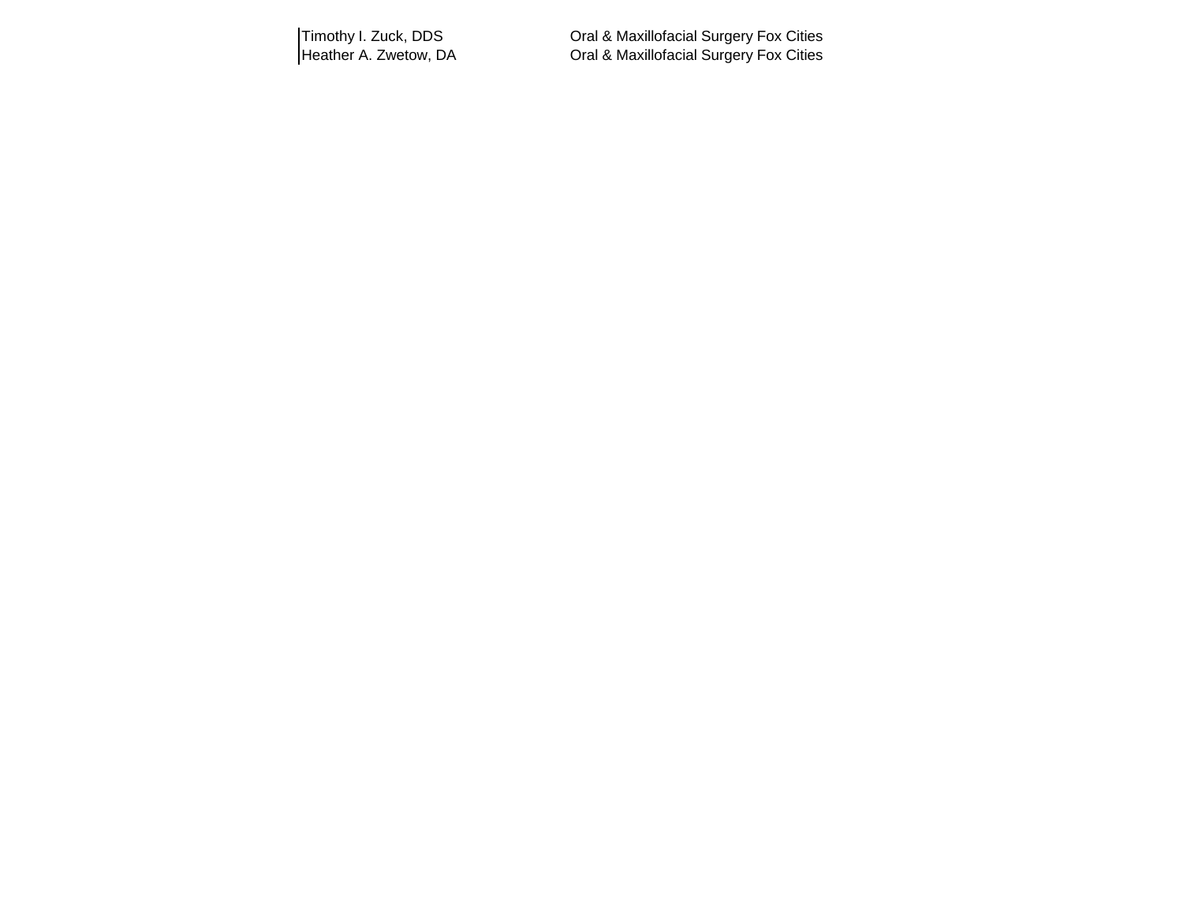| | |
|---|---|
| Timothy I. Zuck, DDS | Oral & Maxillofacial Surgery Fox Cities |
| Heather A. Zwetow, DA | Oral & Maxillofacial Surgery Fox Cities |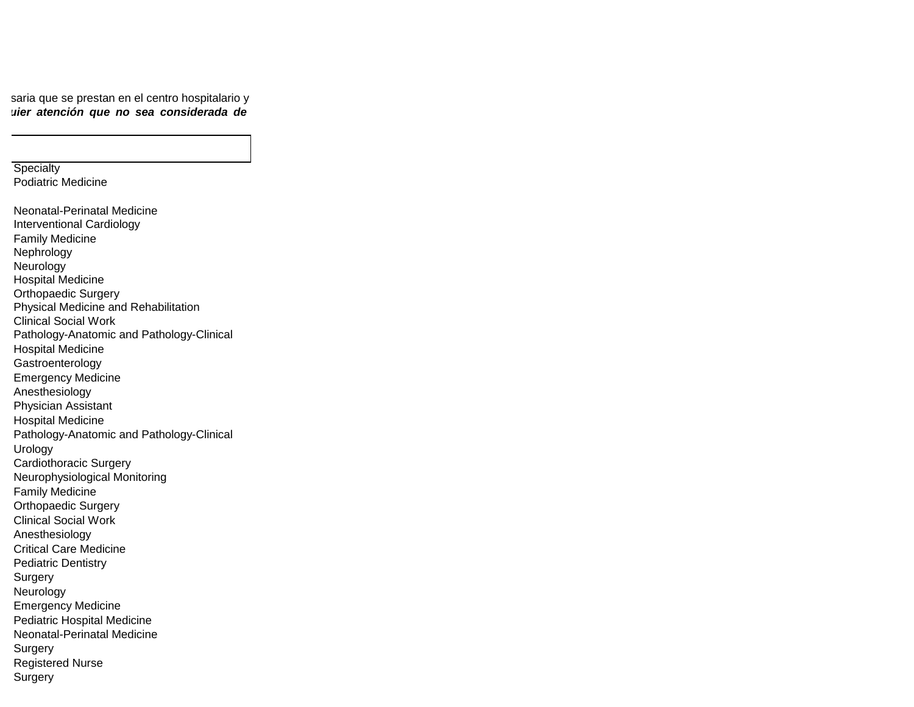saria que se prestan en el centro hospitalario y
***uier atención que no sea considerada de***

| Specialty |
|---|
| Podiatric Medicine |
| |
| Neonatal-Perinatal Medicine |
| Interventional Cardiology |
| Family Medicine |
| Nephrology |
| Neurology |
| Hospital Medicine |
| Orthopaedic Surgery |
| Physical Medicine and Rehabilitation |
| Clinical Social Work |
| Pathology-Anatomic and Pathology-Clinical |
| Hospital Medicine |
| Gastroenterology |
| Emergency Medicine |
| Anesthesiology |
| Physician Assistant |
| Hospital Medicine |
| Pathology-Anatomic and Pathology-Clinical |
| Urology |
| Cardiothoracic Surgery |
| Neurophysiological Monitoring |
| Family Medicine |
| Orthopaedic Surgery |
| Clinical Social Work |
| Anesthesiology |
| Critical Care Medicine |
| Pediatric Dentistry |
| Surgery |
| Neurology |
| Emergency Medicine |
| Pediatric Hospital Medicine |
| Neonatal-Perinatal Medicine |
| Surgery |
| Registered Nurse |
| Surgery |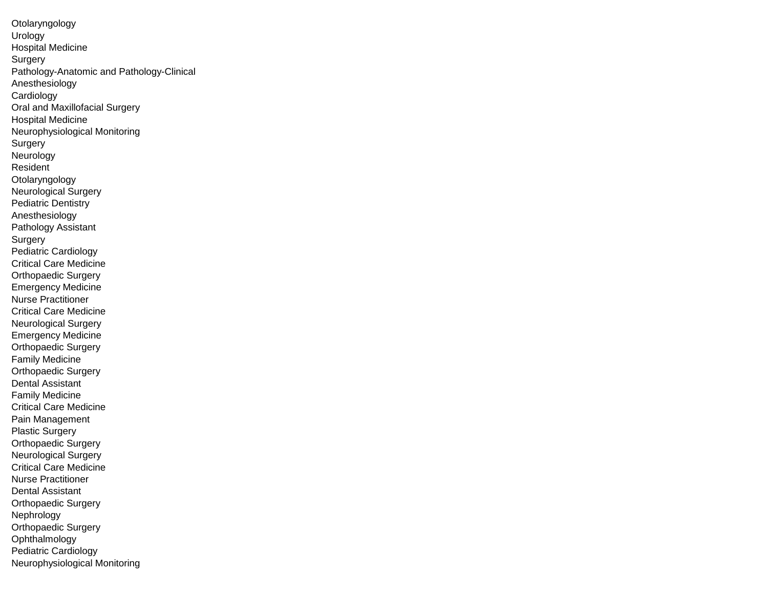Otolaryngology
Urology
Hospital Medicine
Surgery
Pathology-Anatomic and Pathology-Clinical
Anesthesiology
Cardiology
Oral and Maxillofacial Surgery
Hospital Medicine
Neurophysiological Monitoring
Surgery
Neurology
Resident
Otolaryngology
Neurological Surgery
Pediatric Dentistry
Anesthesiology
Pathology Assistant
Surgery
Pediatric Cardiology
Critical Care Medicine
Orthopaedic Surgery
Emergency Medicine
Nurse Practitioner
Critical Care Medicine
Neurological Surgery
Emergency Medicine
Orthopaedic Surgery
Family Medicine
Orthopaedic Surgery
Dental Assistant
Family Medicine
Critical Care Medicine
Pain Management
Plastic Surgery
Orthopaedic Surgery
Neurological Surgery
Critical Care Medicine
Nurse Practitioner
Dental Assistant
Orthopaedic Surgery
Nephrology
Orthopaedic Surgery
Ophthalmology
Pediatric Cardiology
Neurophysiological Monitoring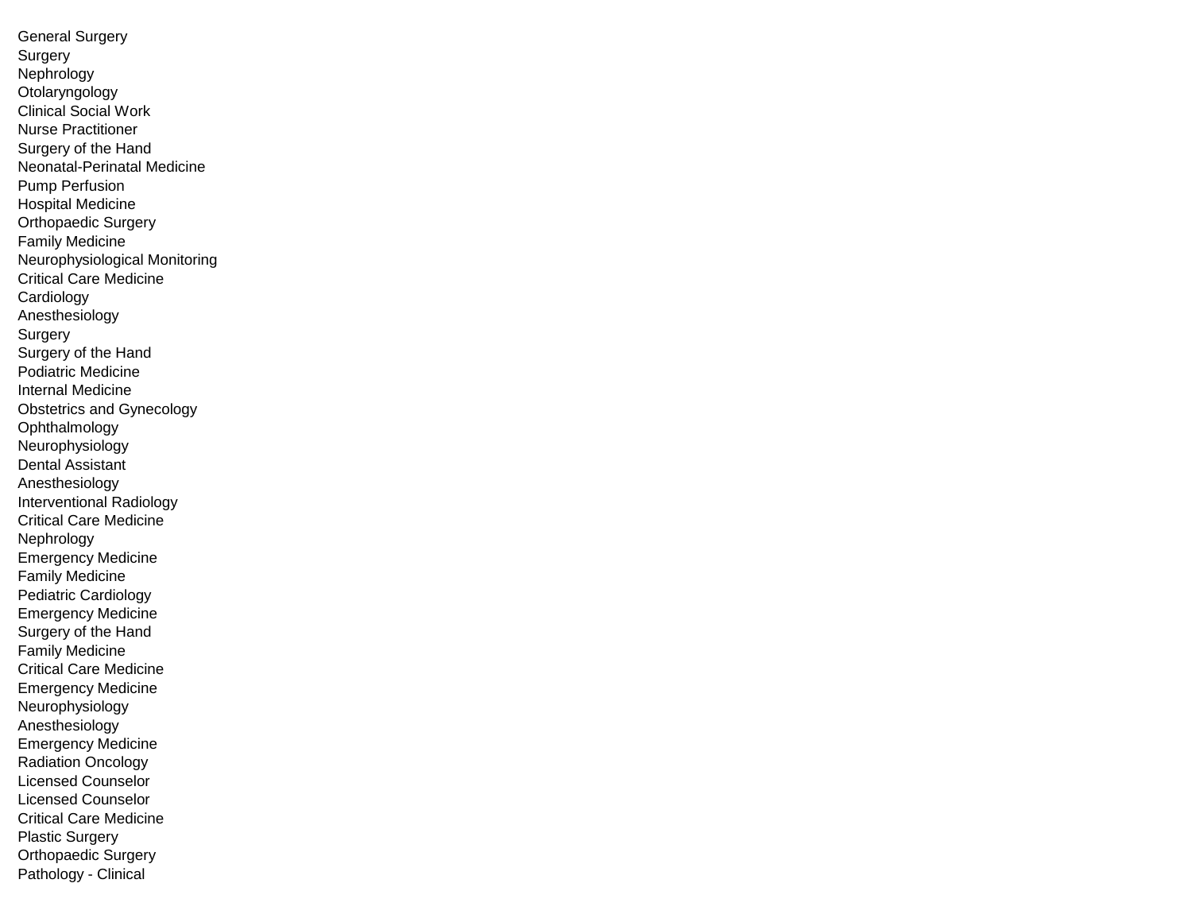General Surgery
Surgery
Nephrology
Otolaryngology
Clinical Social Work
Nurse Practitioner
Surgery of the Hand
Neonatal-Perinatal Medicine
Pump Perfusion
Hospital Medicine
Orthopaedic Surgery
Family Medicine
Neurophysiological Monitoring
Critical Care Medicine
Cardiology
Anesthesiology
Surgery
Surgery of the Hand
Podiatric Medicine
Internal Medicine
Obstetrics and Gynecology
Ophthalmology
Neurophysiology
Dental Assistant
Anesthesiology
Interventional Radiology
Critical Care Medicine
Nephrology
Emergency Medicine
Family Medicine
Pediatric Cardiology
Emergency Medicine
Surgery of the Hand
Family Medicine
Critical Care Medicine
Emergency Medicine
Neurophysiology
Anesthesiology
Emergency Medicine
Radiation Oncology
Licensed Counselor
Licensed Counselor
Critical Care Medicine
Plastic Surgery
Orthopaedic Surgery
Pathology - Clinical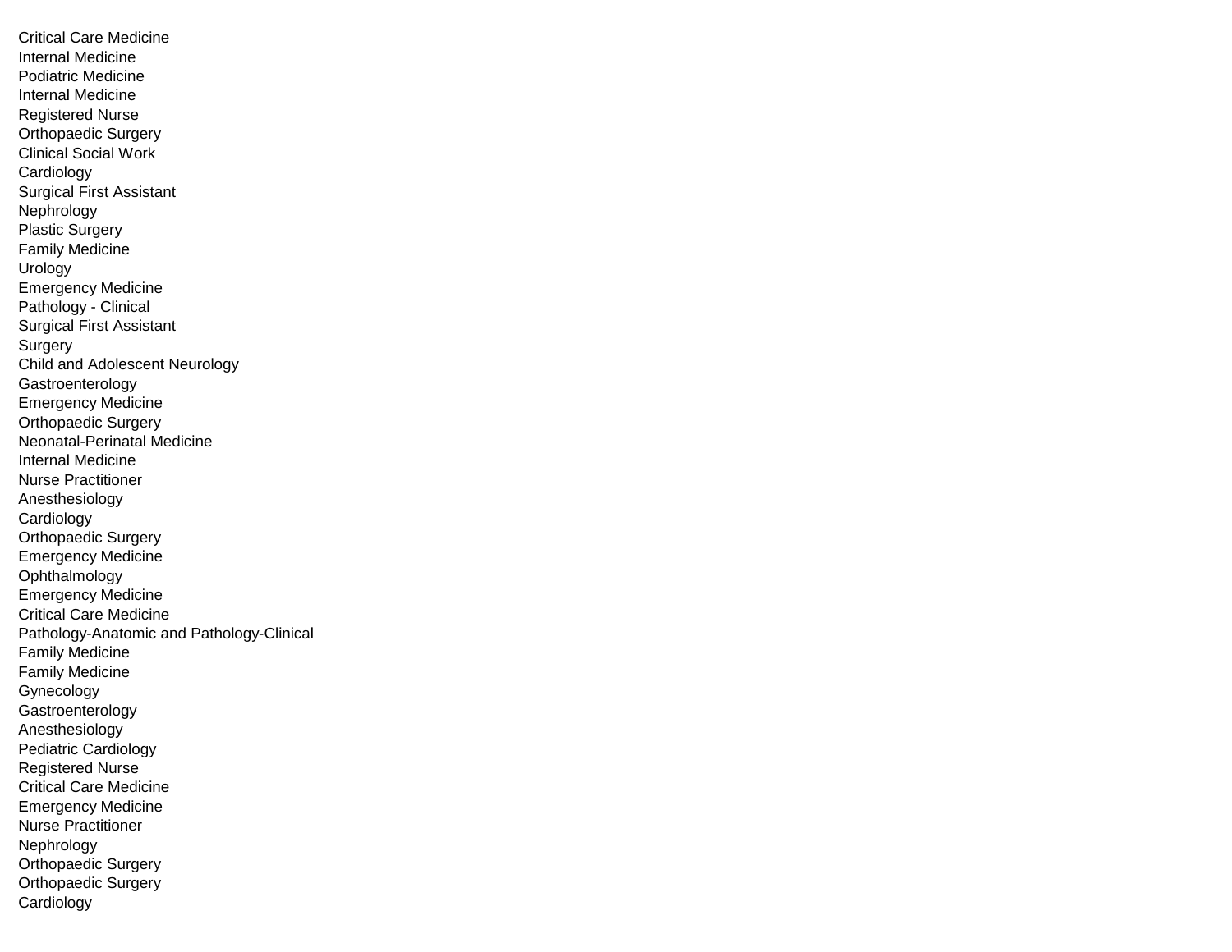Critical Care Medicine
Internal Medicine
Podiatric Medicine
Internal Medicine
Registered Nurse
Orthopaedic Surgery
Clinical Social Work
Cardiology
Surgical First Assistant
Nephrology
Plastic Surgery
Family Medicine
Urology
Emergency Medicine
Pathology - Clinical
Surgical First Assistant
Surgery
Child and Adolescent Neurology
Gastroenterology
Emergency Medicine
Orthopaedic Surgery
Neonatal-Perinatal Medicine
Internal Medicine
Nurse Practitioner
Anesthesiology
Cardiology
Orthopaedic Surgery
Emergency Medicine
Ophthalmology
Emergency Medicine
Critical Care Medicine
Pathology-Anatomic and Pathology-Clinical
Family Medicine
Family Medicine
Gynecology
Gastroenterology
Anesthesiology
Pediatric Cardiology
Registered Nurse
Critical Care Medicine
Emergency Medicine
Nurse Practitioner
Nephrology
Orthopaedic Surgery
Orthopaedic Surgery
Cardiology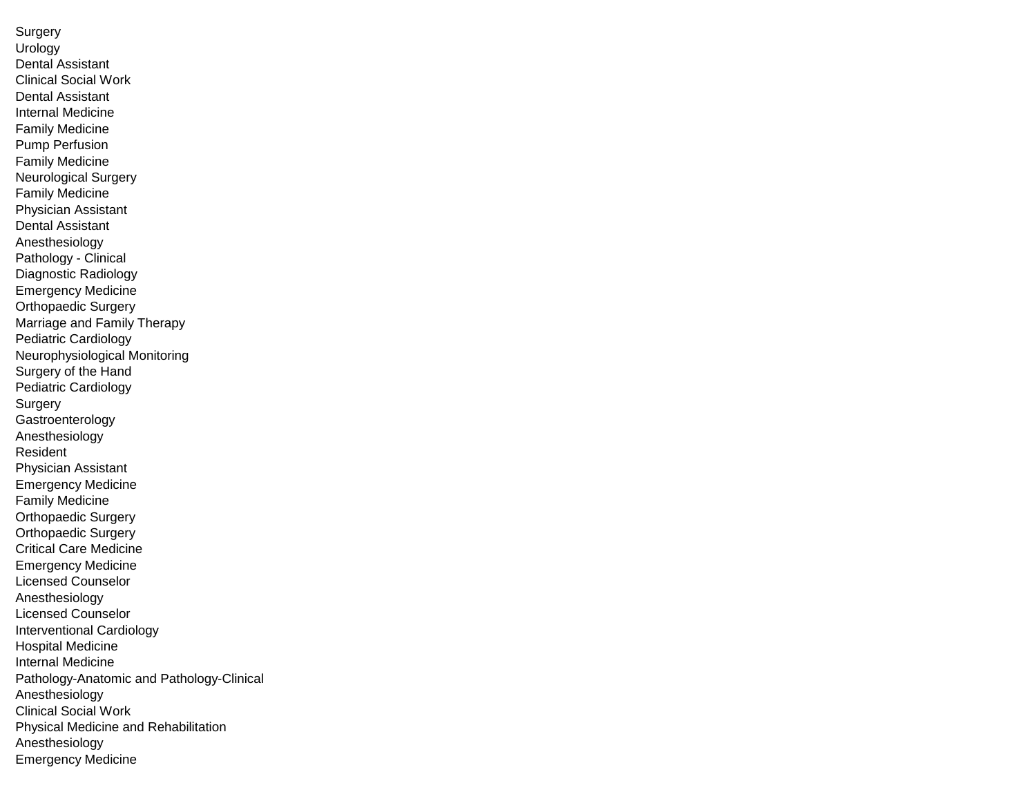Surgery
Urology
Dental Assistant
Clinical Social Work
Dental Assistant
Internal Medicine
Family Medicine
Pump Perfusion
Family Medicine
Neurological Surgery
Family Medicine
Physician Assistant
Dental Assistant
Anesthesiology
Pathology - Clinical
Diagnostic Radiology
Emergency Medicine
Orthopaedic Surgery
Marriage and Family Therapy
Pediatric Cardiology
Neurophysiological Monitoring
Surgery of the Hand
Pediatric Cardiology
Surgery
Gastroenterology
Anesthesiology
Resident
Physician Assistant
Emergency Medicine
Family Medicine
Orthopaedic Surgery
Orthopaedic Surgery
Critical Care Medicine
Emergency Medicine
Licensed Counselor
Anesthesiology
Licensed Counselor
Interventional Cardiology
Hospital Medicine
Internal Medicine
Pathology-Anatomic and Pathology-Clinical
Anesthesiology
Clinical Social Work
Physical Medicine and Rehabilitation
Anesthesiology
Emergency Medicine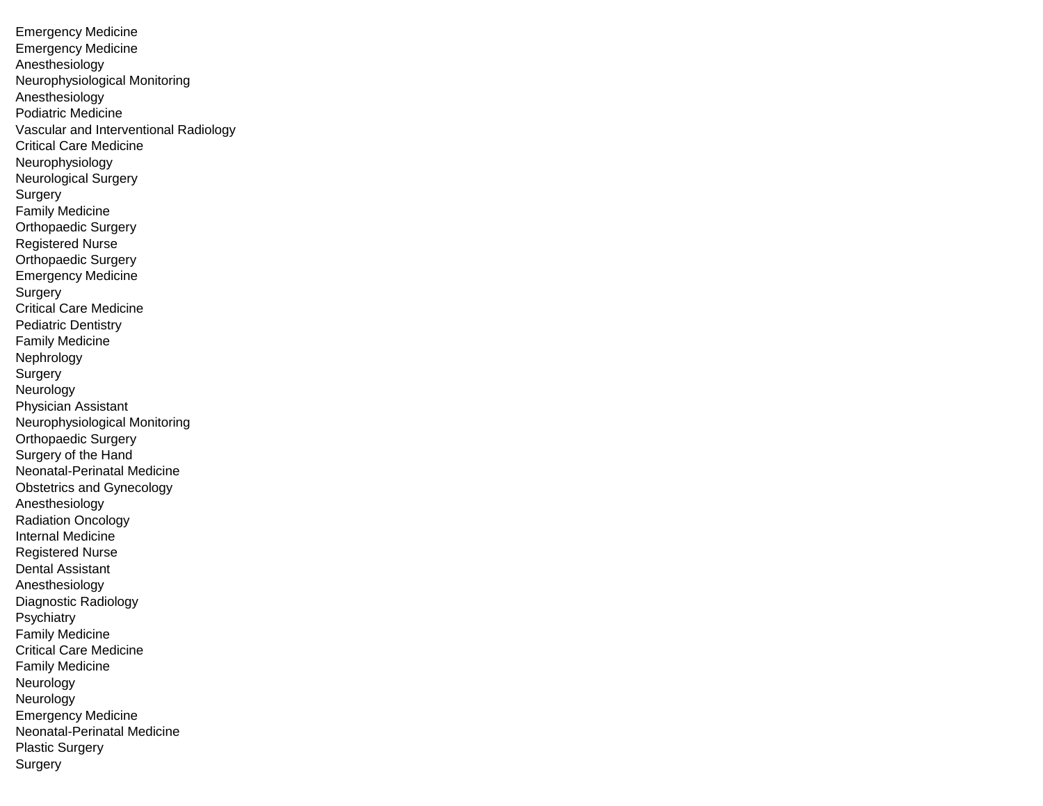Emergency Medicine
Emergency Medicine
Anesthesiology
Neurophysiological Monitoring
Anesthesiology
Podiatric Medicine
Vascular and Interventional Radiology
Critical Care Medicine
Neurophysiology
Neurological Surgery
Surgery
Family Medicine
Orthopaedic Surgery
Registered Nurse
Orthopaedic Surgery
Emergency Medicine
Surgery
Critical Care Medicine
Pediatric Dentistry
Family Medicine
Nephrology
Surgery
Neurology
Physician Assistant
Neurophysiological Monitoring
Orthopaedic Surgery
Surgery of the Hand
Neonatal-Perinatal Medicine
Obstetrics and Gynecology
Anesthesiology
Radiation Oncology
Internal Medicine
Registered Nurse
Dental Assistant
Anesthesiology
Diagnostic Radiology
Psychiatry
Family Medicine
Critical Care Medicine
Family Medicine
Neurology
Neurology
Emergency Medicine
Neonatal-Perinatal Medicine
Plastic Surgery
Surgery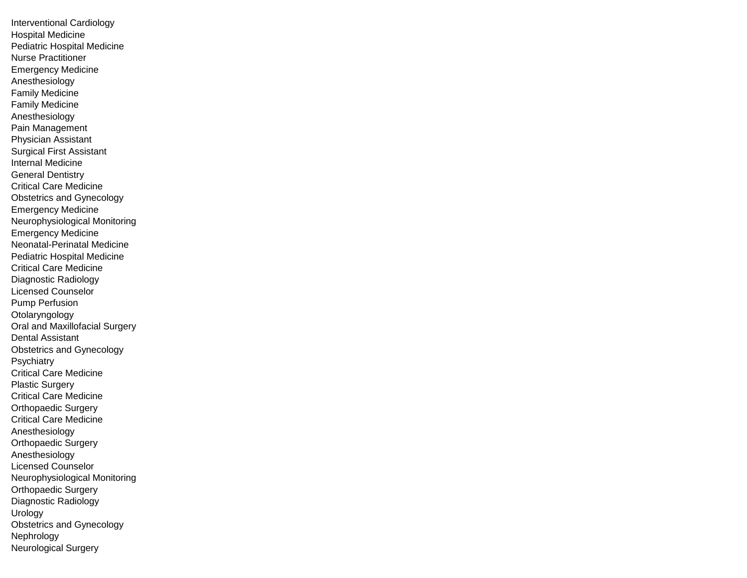Interventional Cardiology
Hospital Medicine
Pediatric Hospital Medicine
Nurse Practitioner
Emergency Medicine
Anesthesiology
Family Medicine
Family Medicine
Anesthesiology
Pain Management
Physician Assistant
Surgical First Assistant
Internal Medicine
General Dentistry
Critical Care Medicine
Obstetrics and Gynecology
Emergency Medicine
Neurophysiological Monitoring
Emergency Medicine
Neonatal-Perinatal Medicine
Pediatric Hospital Medicine
Critical Care Medicine
Diagnostic Radiology
Licensed Counselor
Pump Perfusion
Otolaryngology
Oral and Maxillofacial Surgery
Dental Assistant
Obstetrics and Gynecology
Psychiatry
Critical Care Medicine
Plastic Surgery
Critical Care Medicine
Orthopaedic Surgery
Critical Care Medicine
Anesthesiology
Orthopaedic Surgery
Anesthesiology
Licensed Counselor
Neurophysiological Monitoring
Orthopaedic Surgery
Diagnostic Radiology
Urology
Obstetrics and Gynecology
Nephrology
Neurological Surgery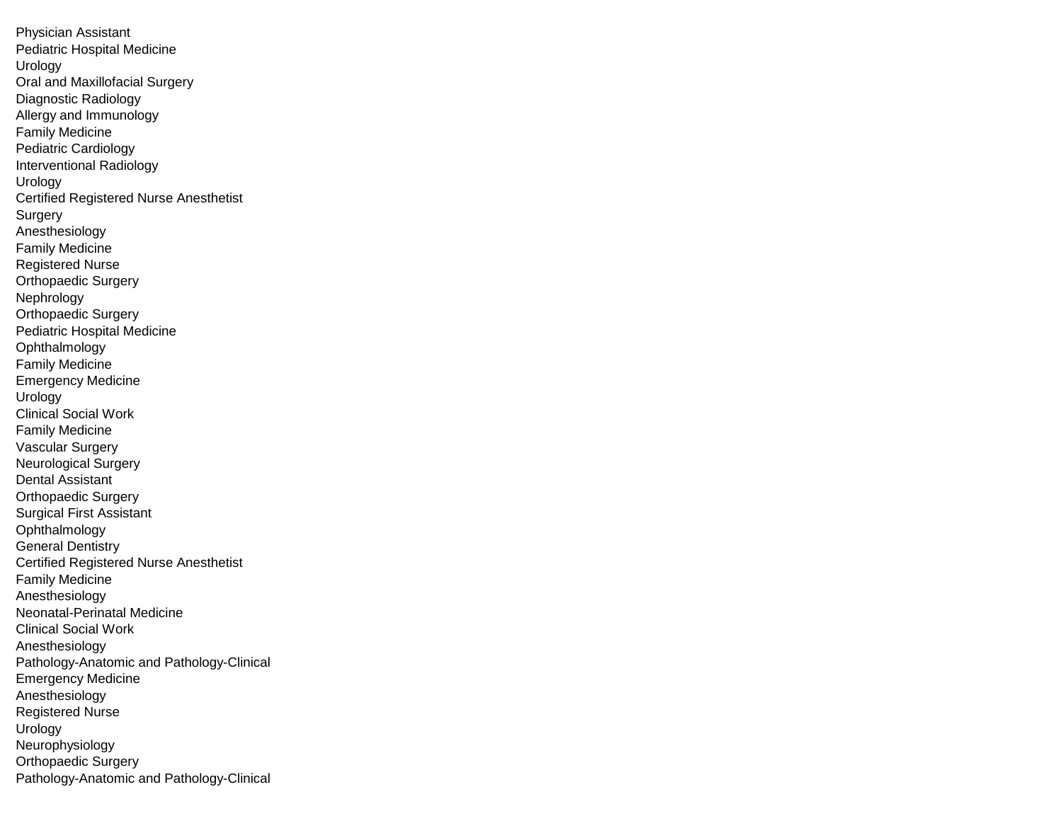Physician Assistant
Pediatric Hospital Medicine
Urology
Oral and Maxillofacial Surgery
Diagnostic Radiology
Allergy and Immunology
Family Medicine
Pediatric Cardiology
Interventional Radiology
Urology
Certified Registered Nurse Anesthetist
Surgery
Anesthesiology
Family Medicine
Registered Nurse
Orthopaedic Surgery
Nephrology
Orthopaedic Surgery
Pediatric Hospital Medicine
Ophthalmology
Family Medicine
Emergency Medicine
Urology
Clinical Social Work
Family Medicine
Vascular Surgery
Neurological Surgery
Dental Assistant
Orthopaedic Surgery
Surgical First Assistant
Ophthalmology
General Dentistry
Certified Registered Nurse Anesthetist
Family Medicine
Anesthesiology
Neonatal-Perinatal Medicine
Clinical Social Work
Anesthesiology
Pathology-Anatomic and Pathology-Clinical
Emergency Medicine
Anesthesiology
Registered Nurse
Urology
Neurophysiology
Orthopaedic Surgery
Pathology-Anatomic and Pathology-Clinical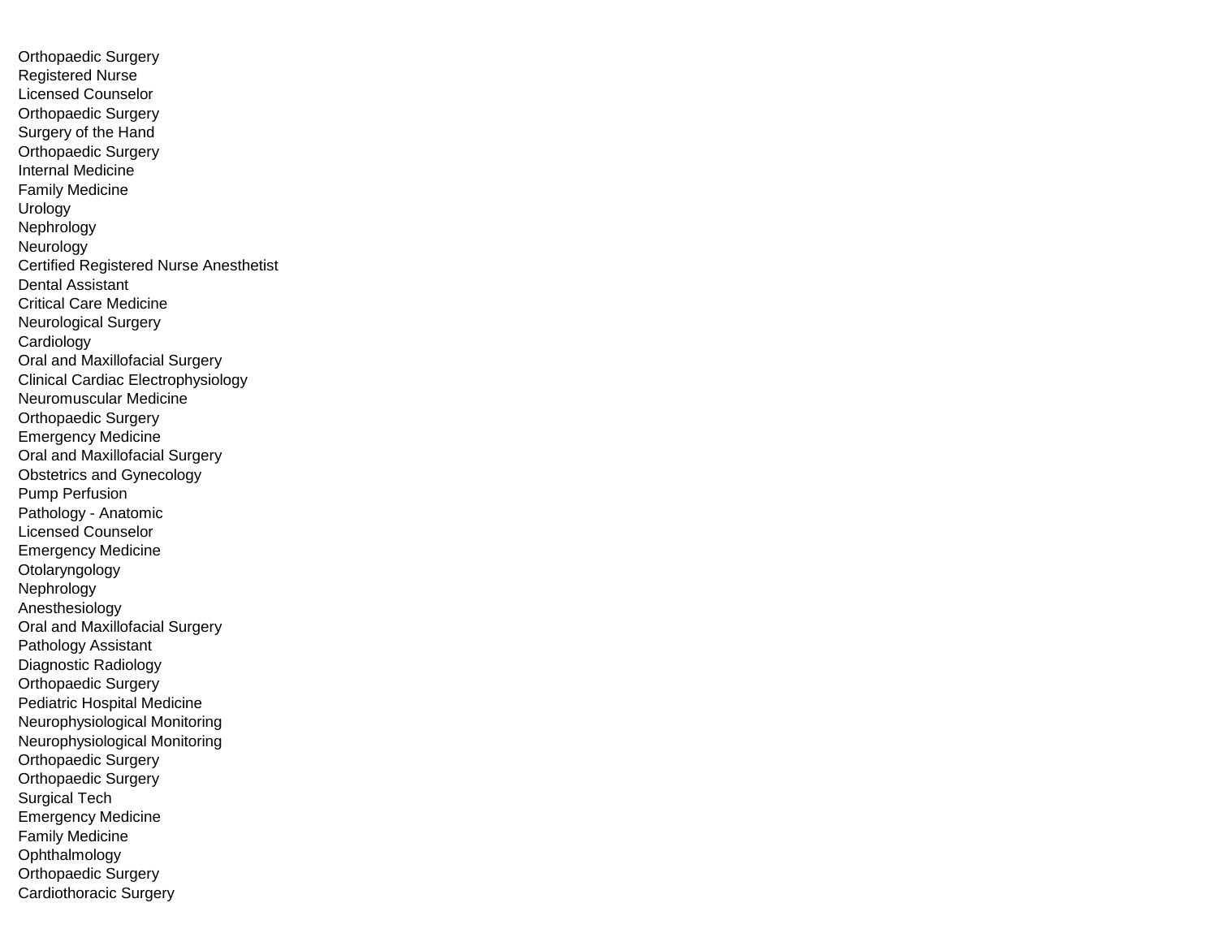Orthopaedic Surgery
Registered Nurse
Licensed Counselor
Orthopaedic Surgery
Surgery of the Hand
Orthopaedic Surgery
Internal Medicine
Family Medicine
Urology
Nephrology
Neurology
Certified Registered Nurse Anesthetist
Dental Assistant
Critical Care Medicine
Neurological Surgery
Cardiology
Oral and Maxillofacial Surgery
Clinical Cardiac Electrophysiology
Neuromuscular Medicine
Orthopaedic Surgery
Emergency Medicine
Oral and Maxillofacial Surgery
Obstetrics and Gynecology
Pump Perfusion
Pathology - Anatomic
Licensed Counselor
Emergency Medicine
Otolaryngology
Nephrology
Anesthesiology
Oral and Maxillofacial Surgery
Pathology Assistant
Diagnostic Radiology
Orthopaedic Surgery
Pediatric Hospital Medicine
Neurophysiological Monitoring
Neurophysiological Monitoring
Orthopaedic Surgery
Orthopaedic Surgery
Surgical Tech
Emergency Medicine
Family Medicine
Ophthalmology
Orthopaedic Surgery
Cardiothoracic Surgery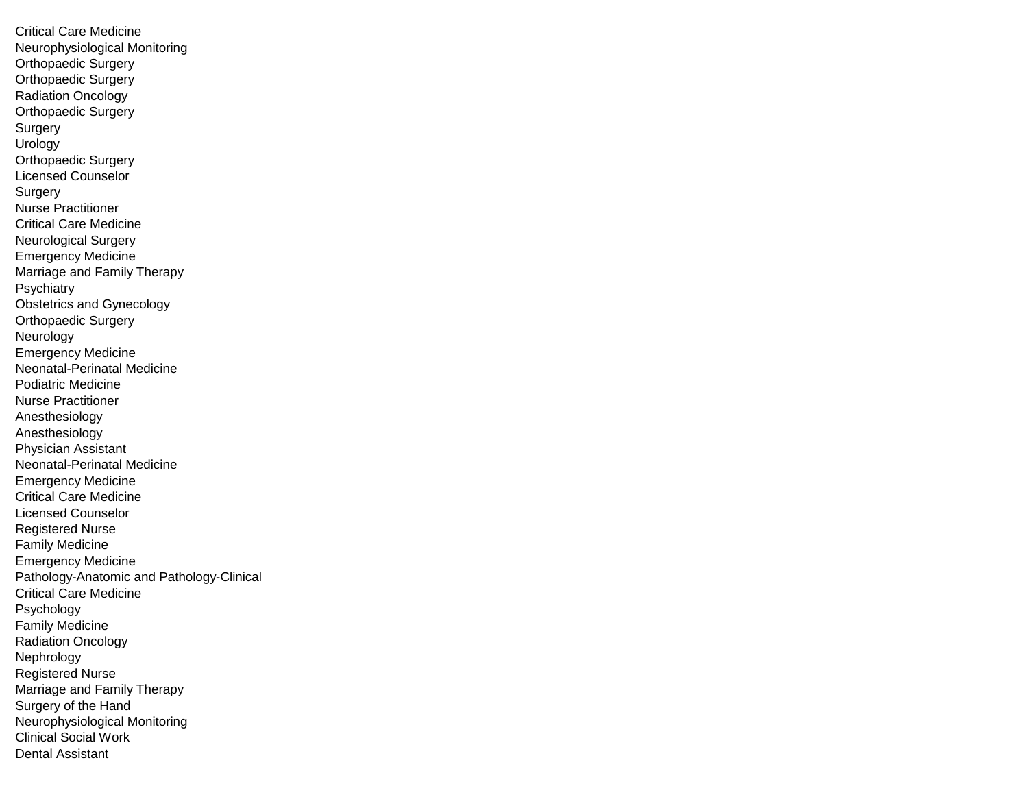Critical Care Medicine
Neurophysiological Monitoring
Orthopaedic Surgery
Orthopaedic Surgery
Radiation Oncology
Orthopaedic Surgery
Surgery
Urology
Orthopaedic Surgery
Licensed Counselor
Surgery
Nurse Practitioner
Critical Care Medicine
Neurological Surgery
Emergency Medicine
Marriage and Family Therapy
Psychiatry
Obstetrics and Gynecology
Orthopaedic Surgery
Neurology
Emergency Medicine
Neonatal-Perinatal Medicine
Podiatric Medicine
Nurse Practitioner
Anesthesiology
Anesthesiology
Physician Assistant
Neonatal-Perinatal Medicine
Emergency Medicine
Critical Care Medicine
Licensed Counselor
Registered Nurse
Family Medicine
Emergency Medicine
Pathology-Anatomic and Pathology-Clinical
Critical Care Medicine
Psychology
Family Medicine
Radiation Oncology
Nephrology
Registered Nurse
Marriage and Family Therapy
Surgery of the Hand
Neurophysiological Monitoring
Clinical Social Work
Dental Assistant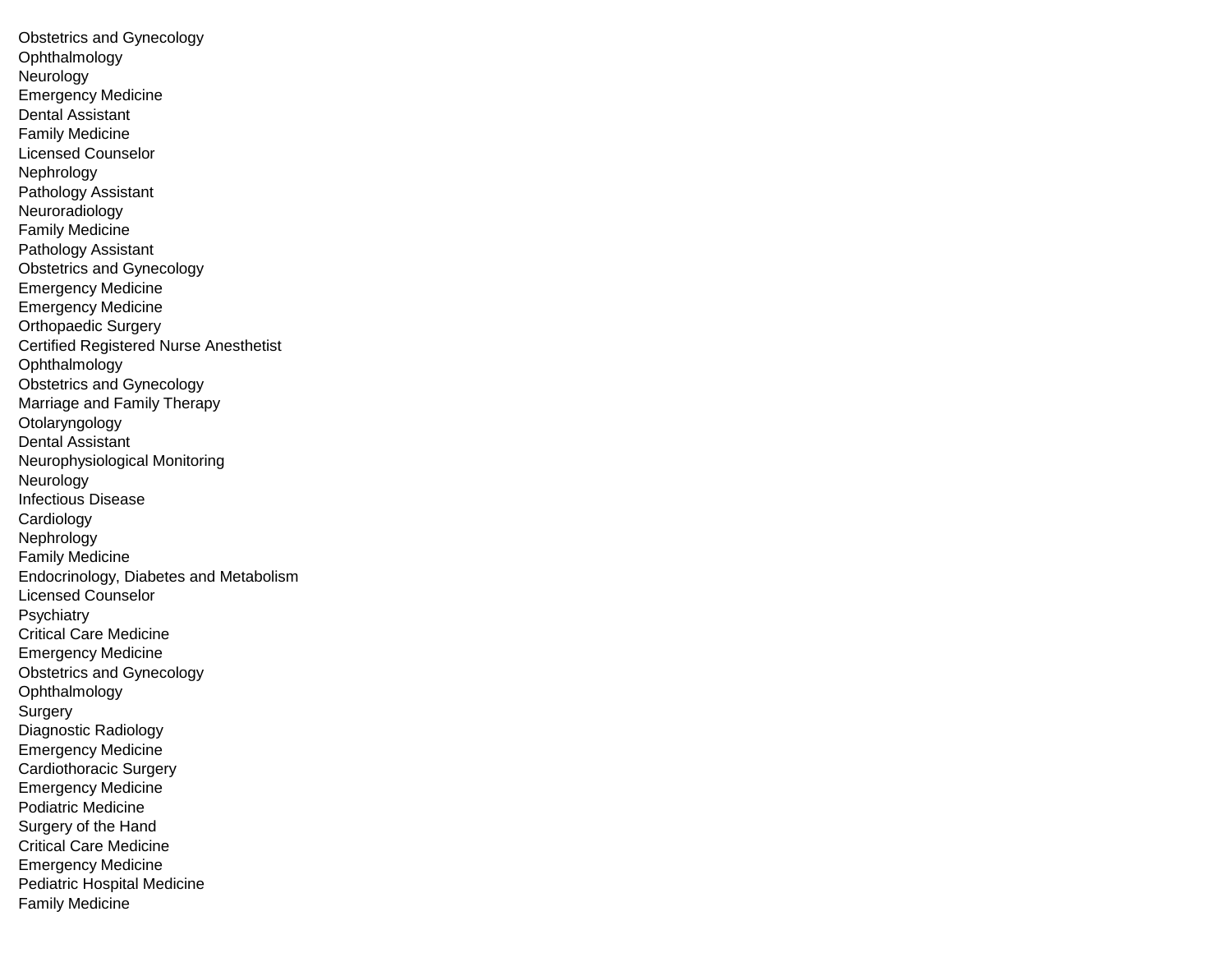Obstetrics and Gynecology
Ophthalmology
Neurology
Emergency Medicine
Dental Assistant
Family Medicine
Licensed Counselor
Nephrology
Pathology Assistant
Neuroradiology
Family Medicine
Pathology Assistant
Obstetrics and Gynecology
Emergency Medicine
Emergency Medicine
Orthopaedic Surgery
Certified Registered Nurse Anesthetist
Ophthalmology
Obstetrics and Gynecology
Marriage and Family Therapy
Otolaryngology
Dental Assistant
Neurophysiological Monitoring
Neurology
Infectious Disease
Cardiology
Nephrology
Family Medicine
Endocrinology, Diabetes and Metabolism
Licensed Counselor
Psychiatry
Critical Care Medicine
Emergency Medicine
Obstetrics and Gynecology
Ophthalmology
Surgery
Diagnostic Radiology
Emergency Medicine
Cardiothoracic Surgery
Emergency Medicine
Podiatric Medicine
Surgery of the Hand
Critical Care Medicine
Emergency Medicine
Pediatric Hospital Medicine
Family Medicine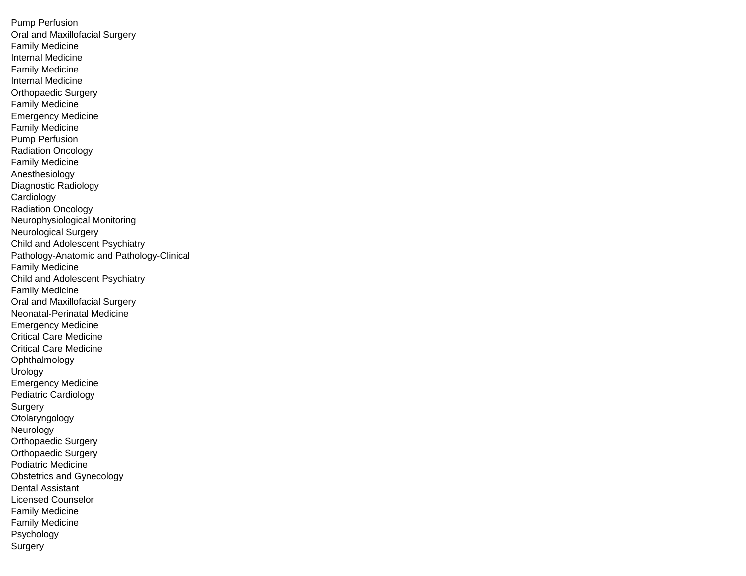Pump Perfusion
Oral and Maxillofacial Surgery
Family Medicine
Internal Medicine
Family Medicine
Internal Medicine
Orthopaedic Surgery
Family Medicine
Emergency Medicine
Family Medicine
Pump Perfusion
Radiation Oncology
Family Medicine
Anesthesiology
Diagnostic Radiology
Cardiology
Radiation Oncology
Neurophysiological Monitoring
Neurological Surgery
Child and Adolescent Psychiatry
Pathology-Anatomic and Pathology-Clinical
Family Medicine
Child and Adolescent Psychiatry
Family Medicine
Oral and Maxillofacial Surgery
Neonatal-Perinatal Medicine
Emergency Medicine
Critical Care Medicine
Critical Care Medicine
Ophthalmology
Urology
Emergency Medicine
Pediatric Cardiology
Surgery
Otolaryngology
Neurology
Orthopaedic Surgery
Orthopaedic Surgery
Podiatric Medicine
Obstetrics and Gynecology
Dental Assistant
Licensed Counselor
Family Medicine
Family Medicine
Psychology
Surgery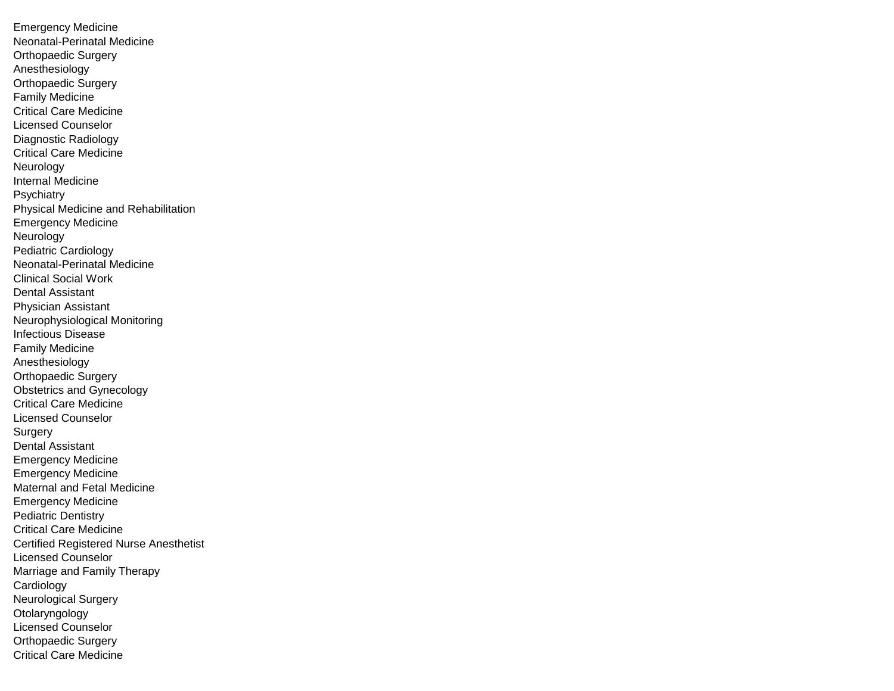Emergency Medicine
Neonatal-Perinatal Medicine
Orthopaedic Surgery
Anesthesiology
Orthopaedic Surgery
Family Medicine
Critical Care Medicine
Licensed Counselor
Diagnostic Radiology
Critical Care Medicine
Neurology
Internal Medicine
Psychiatry
Physical Medicine and Rehabilitation
Emergency Medicine
Neurology
Pediatric Cardiology
Neonatal-Perinatal Medicine
Clinical Social Work
Dental Assistant
Physician Assistant
Neurophysiological Monitoring
Infectious Disease
Family Medicine
Anesthesiology
Orthopaedic Surgery
Obstetrics and Gynecology
Critical Care Medicine
Licensed Counselor
Surgery
Dental Assistant
Emergency Medicine
Emergency Medicine
Maternal and Fetal Medicine
Emergency Medicine
Pediatric Dentistry
Critical Care Medicine
Certified Registered Nurse Anesthetist
Licensed Counselor
Marriage and Family Therapy
Cardiology
Neurological Surgery
Otolaryngology
Licensed Counselor
Orthopaedic Surgery
Critical Care Medicine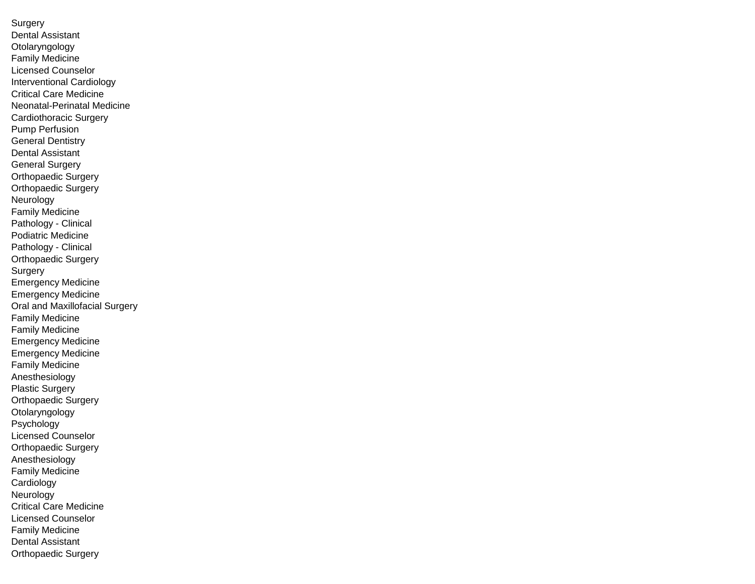Surgery
Dental Assistant
Otolaryngology
Family Medicine
Licensed Counselor
Interventional Cardiology
Critical Care Medicine
Neonatal-Perinatal Medicine
Cardiothoracic Surgery
Pump Perfusion
General Dentistry
Dental Assistant
General Surgery
Orthopaedic Surgery
Orthopaedic Surgery
Neurology
Family Medicine
Pathology - Clinical
Podiatric Medicine
Pathology - Clinical
Orthopaedic Surgery
Surgery
Emergency Medicine
Emergency Medicine
Oral and Maxillofacial Surgery
Family Medicine
Family Medicine
Emergency Medicine
Emergency Medicine
Family Medicine
Anesthesiology
Plastic Surgery
Orthopaedic Surgery
Otolaryngology
Psychology
Licensed Counselor
Orthopaedic Surgery
Anesthesiology
Family Medicine
Cardiology
Neurology
Critical Care Medicine
Licensed Counselor
Family Medicine
Dental Assistant
Orthopaedic Surgery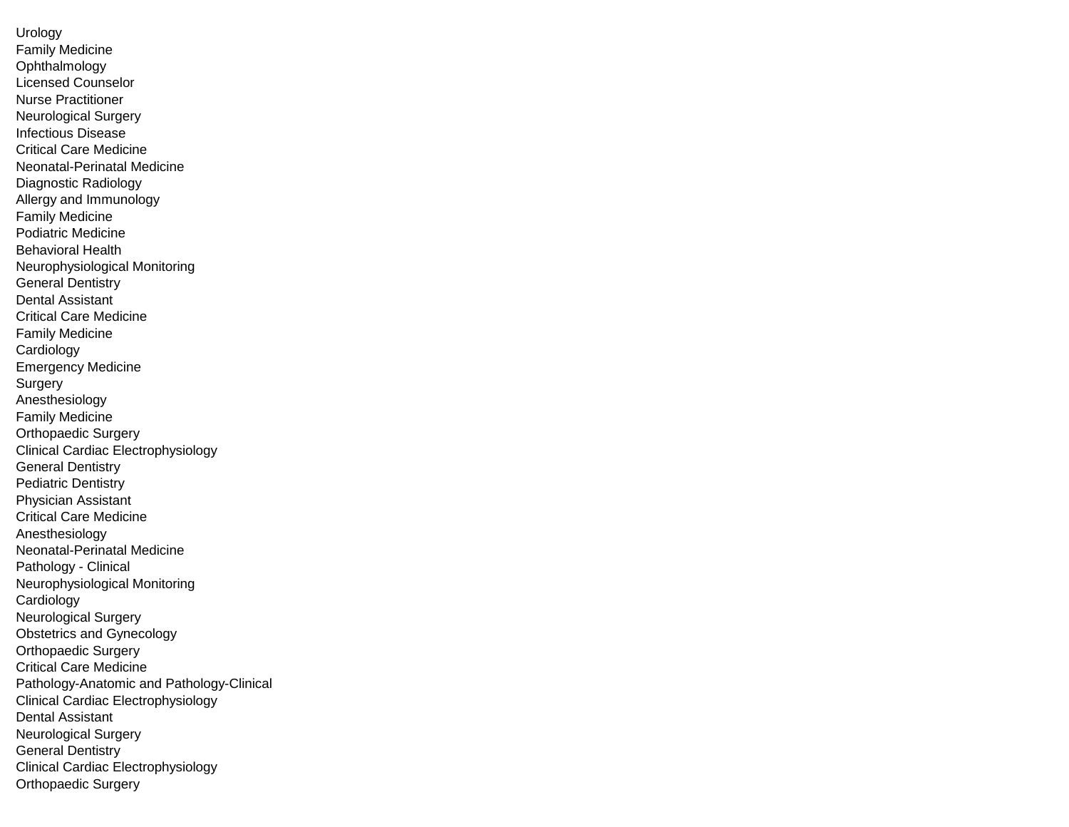Urology
Family Medicine
Ophthalmology
Licensed Counselor
Nurse Practitioner
Neurological Surgery
Infectious Disease
Critical Care Medicine
Neonatal-Perinatal Medicine
Diagnostic Radiology
Allergy and Immunology
Family Medicine
Podiatric Medicine
Behavioral Health
Neurophysiological Monitoring
General Dentistry
Dental Assistant
Critical Care Medicine
Family Medicine
Cardiology
Emergency Medicine
Surgery
Anesthesiology
Family Medicine
Orthopaedic Surgery
Clinical Cardiac Electrophysiology
General Dentistry
Pediatric Dentistry
Physician Assistant
Critical Care Medicine
Anesthesiology
Neonatal-Perinatal Medicine
Pathology - Clinical
Neurophysiological Monitoring
Cardiology
Neurological Surgery
Obstetrics and Gynecology
Orthopaedic Surgery
Critical Care Medicine
Pathology-Anatomic and Pathology-Clinical
Clinical Cardiac Electrophysiology
Dental Assistant
Neurological Surgery
General Dentistry
Clinical Cardiac Electrophysiology
Orthopaedic Surgery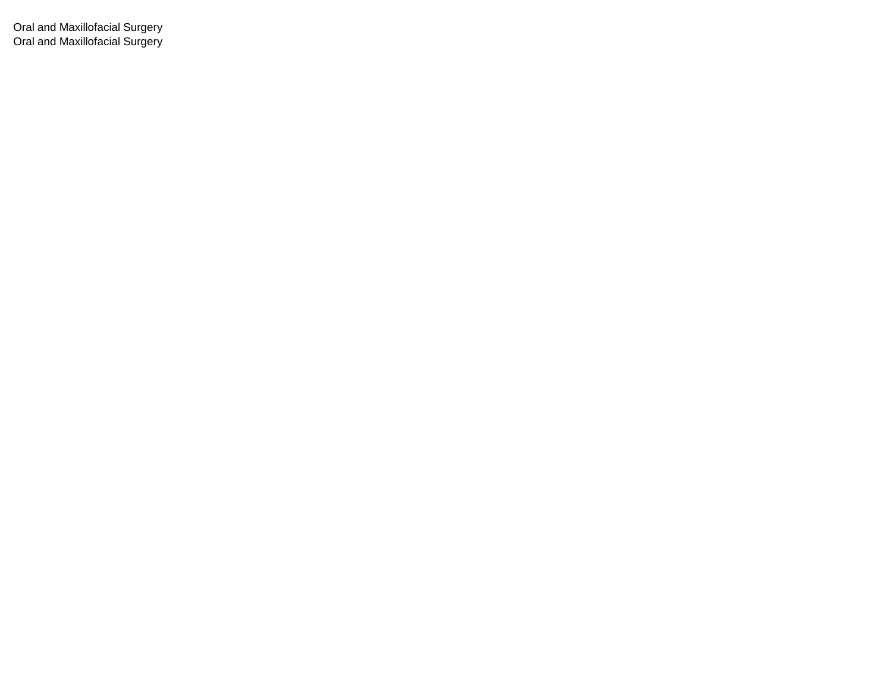Oral and Maxillofacial Surgery
Oral and Maxillofacial Surgery